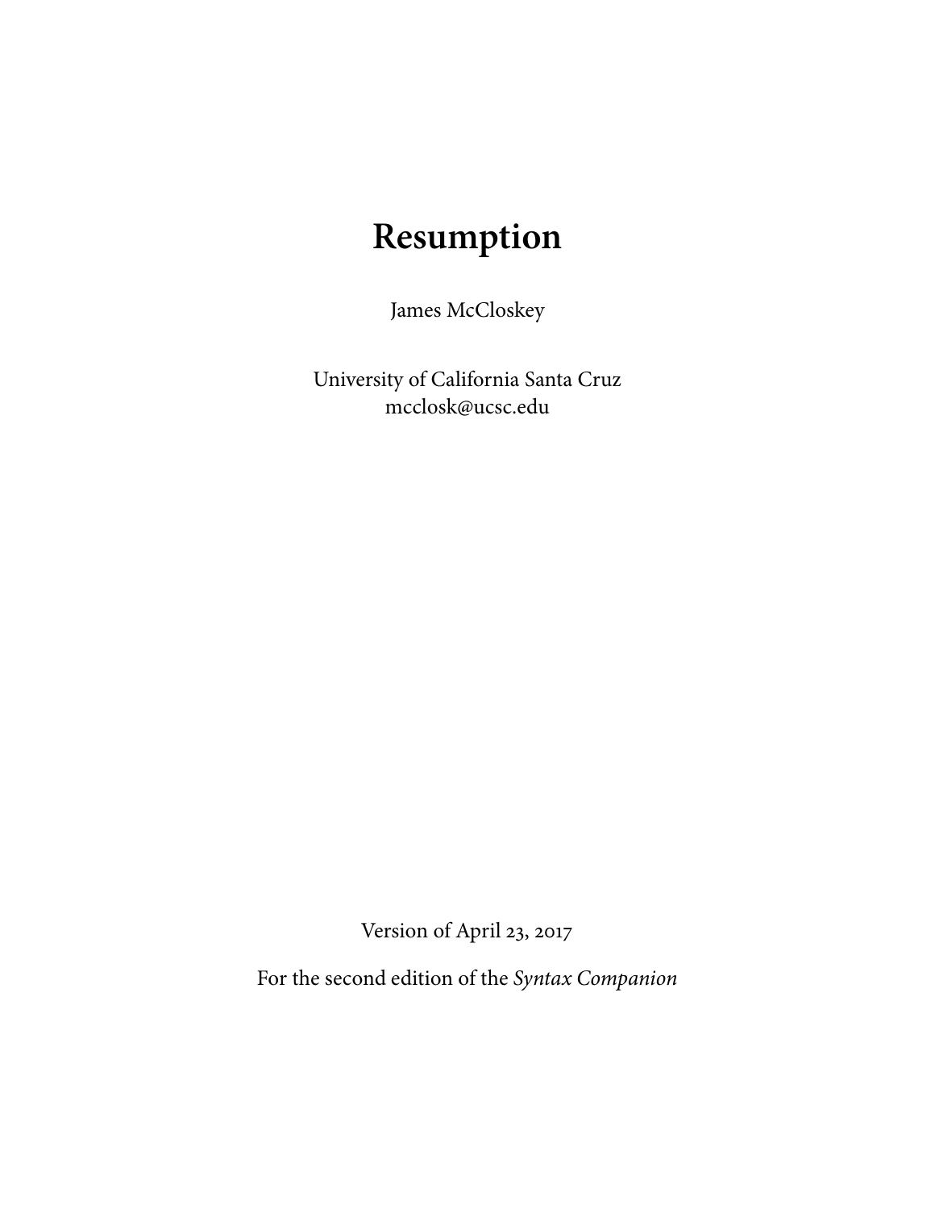# Resumption

James McCloskey

University of California Santa Cruz
mcclosk@ucsc.edu

Version of April 23, 2017

For the second edition of the *Syntax Companion*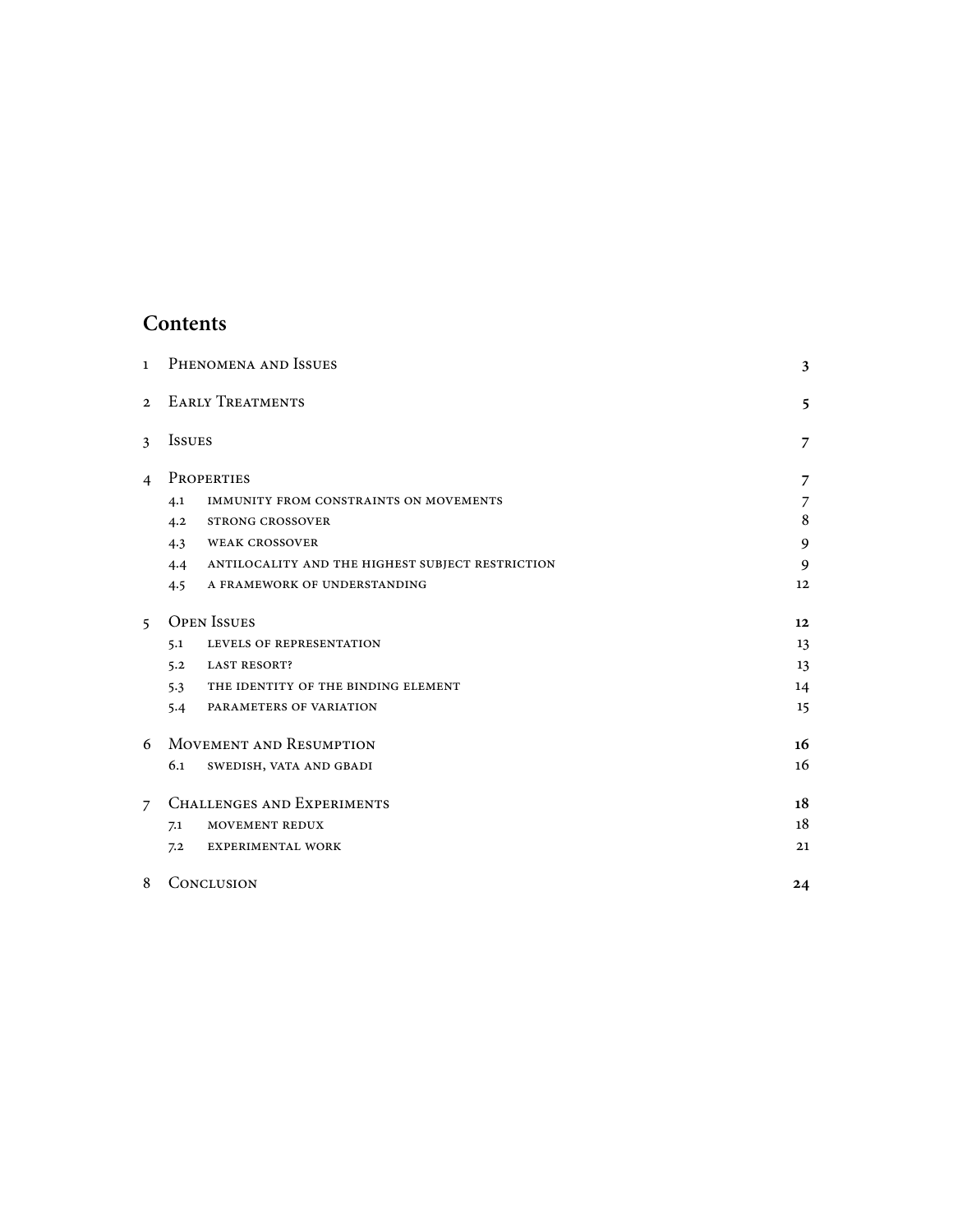# Contents

| | | |
|---|---|---|
| 1 | Phenomena and Issues | **3** |
| 2 | Early Treatments | **5** |
| 3 | Issues | **7** |
| 4 | Properties | **7** |
| | 4.1 immunity from constraints on movements | 7 |
| | 4.2 strong crossover | 8 |
| | 4.3 weak crossover | 9 |
| | 4.4 antilocality and the highest subject restriction | 9 |
| | 4.5 a framework of understanding | 12 |
| 5 | Open Issues | **12** |
| | 5.1 levels of representation | 13 |
| | 5.2 last resort? | 13 |
| | 5.3 the identity of the binding element | 14 |
| | 5.4 parameters of variation | 15 |
| 6 | Movement and Resumption | **16** |
| | 6.1 swedish, vata and gbadi | 16 |
| 7 | Challenges and Experiments | **18** |
| | 7.1 movement redux | 18 |
| | 7.2 experimental work | 21 |
| 8 | Conclusion | **24** |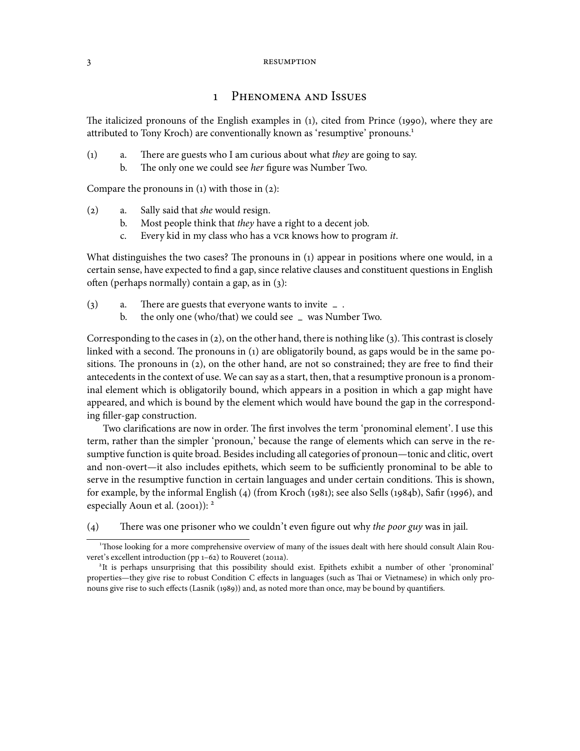# 1 Phenomena and Issues

The italicized pronouns of the English examples in (1), cited from Prince (1990), where they are attributed to Tony Kroch) are conventionally known as 'resumptive' pronouns.[1]

(1) a. There are guests who I am curious about what *they* are going to say.
  b. The only one we could see *her* figure was Number Two.

Compare the pronouns in (1) with those in (2):

(2) a. Sally said that *she* would resign.
  b. Most people think that *they* have a right to a decent job.
  c. Every kid in my class who has a VCR knows how to program *it*.

What distinguishes the two cases? The pronouns in (1) appear in positions where one would, in a certain sense, have expected to find a gap, since relative clauses and constituent questions in English often (perhaps normally) contain a gap, as in (3):

(3) a. There are guests that everyone wants to invite _ .
  b. the only one (who/that) we could see _ was Number Two.

Corresponding to the cases in (2), on the other hand, there is nothing like (3). This contrast is closely linked with a second. The pronouns in (1) are obligatorily bound, as gaps would be in the same positions. The pronouns in (2), on the other hand, are not so constrained; they are free to find their antecedents in the context of use. We can say as a start, then, that a resumptive pronoun is a pronominal element which is obligatorily bound, which appears in a position in which a gap might have appeared, and which is bound by the element which would have bound the gap in the corresponding filler-gap construction.

Two clarifications are now in order. The first involves the term 'pronominal element'. I use this term, rather than the simpler 'pronoun,' because the range of elements which can serve in the resumptive function is quite broad. Besides including all categories of pronoun—tonic and clitic, overt and non-overt—it also includes epithets, which seem to be sufficiently pronominal to be able to serve in the resumptive function in certain languages and under certain conditions. This is shown, for example, by the informal English (4) (from Kroch (1981); see also Sells (1984b), Safir (1996), and especially Aoun et al. (2001)): [2]

(4) There was one prisoner who we couldn't even figure out why *the poor guy* was in jail.

---

[1] Those looking for a more comprehensive overview of many of the issues dealt with here should consult Alain Rouveret's excellent introduction (pp 1–62) to Rouveret (2011a).

[2] It is perhaps unsurprising that this possibility should exist. Epithets exhibit a number of other 'pronominal' properties—they give rise to robust Condition C effects in languages (such as Thai or Vietnamese) in which only pronouns give rise to such effects (Lasnik (1989)) and, as noted more than once, may be bound by quantifiers.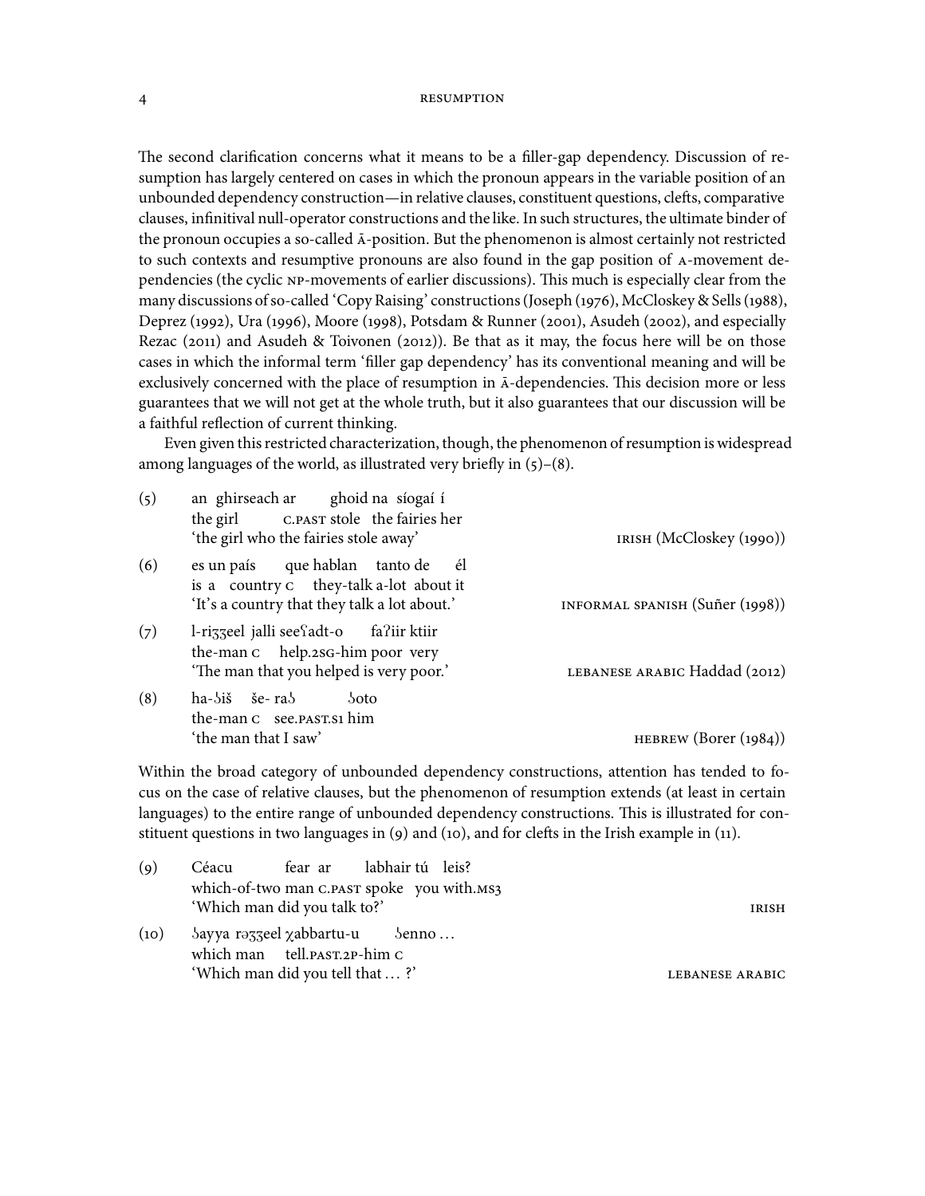The second clarification concerns what it means to be a filler-gap dependency. Discussion of resumption has largely centered on cases in which the pronoun appears in the variable position of an unbounded dependency construction—in relative clauses, constituent questions, clefts, comparative clauses, infinitival null-operator constructions and the like. In such structures, the ultimate binder of the pronoun occupies a so-called Ā-position. But the phenomenon is almost certainly not restricted to such contexts and resumptive pronouns are also found in the gap position of A-movement dependencies (the cyclic NP-movements of earlier discussions). This much is especially clear from the many discussions of so-called 'Copy Raising' constructions (Joseph (1976), McCloskey & Sells (1988), Deprez (1992), Ura (1996), Moore (1998), Potsdam & Runner (2001), Asudeh (2002), and especially Rezac (2011) and Asudeh & Toivonen (2012)). Be that as it may, the focus here will be on those cases in which the informal term 'filler gap dependency' has its conventional meaning and will be exclusively concerned with the place of resumption in Ā-dependencies. This decision more or less guarantees that we will not get at the whole truth, but it also guarantees that our discussion will be a faithful reflection of current thinking.

Even given this restricted characterization, though, the phenomenon of resumption is widespread among languages of the world, as illustrated very briefly in (5)–(8).

(5) an ghirseach ar ghoid na síogaí í
the girl C.PAST stole the fairies her
'the girl who the fairies stole away' — IRISH (McCloskey (1990))

(6) es un país que hablan tanto de él
is a country C they-talk a-lot about it
'It's a country that they talk a lot about.' — INFORMAL SPANISH (Suñer (1998))

(7) l-riʒʒeel jalli seeʕadt-o faʔiir ktiir
the-man C help.2SG-him poor very
'The man that you helped is very poor.' — LEBANESE ARABIC Haddad (2012)

(8) ha-ʔiš še- raʔ ʔoto
the-man C see.PAST.S1 him
'the man that I saw' — HEBREW (Borer (1984))

Within the broad category of unbounded dependency constructions, attention has tended to focus on the case of relative clauses, but the phenomenon of resumption extends (at least in certain languages) to the entire range of unbounded dependency constructions. This is illustrated for constituent questions in two languages in (9) and (10), and for clefts in the Irish example in (11).

(9) Céacu fear ar labhair tú leis?
which-of-two man C.PAST spoke you with.MS3
'Which man did you talk to?' — IRISH

(10) ʔayya rəʒʒeel χabbartu-u ʔenno …
which man tell.PAST.2P-him C
'Which man did you tell that … ?' — LEBANESE ARABIC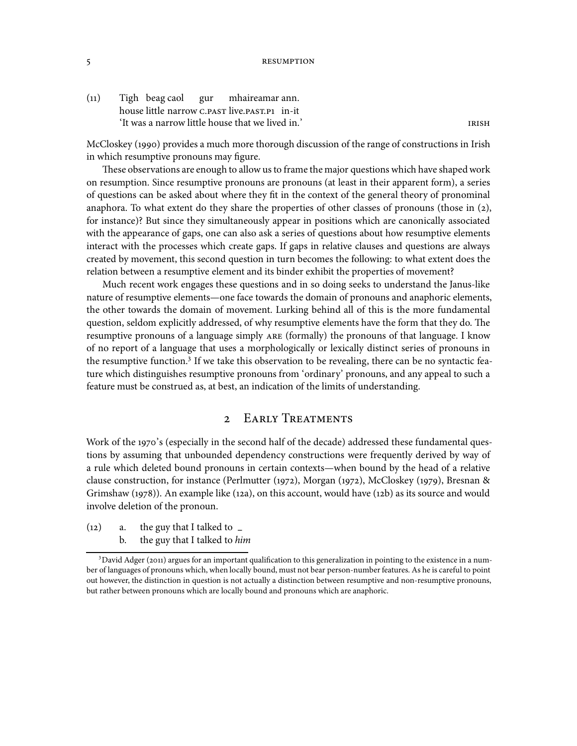(11) Tigh beag caol gur mhaireamar ann.
house little narrow C.PAST live.PAST.P1 in-it
'It was a narrow little house that we lived in.' IRISH

McCloskey (1990) provides a much more thorough discussion of the range of constructions in Irish in which resumptive pronouns may figure.

These observations are enough to allow us to frame the major questions which have shaped work on resumption. Since resumptive pronouns are pronouns (at least in their apparent form), a series of questions can be asked about where they fit in the context of the general theory of pronominal anaphora. To what extent do they share the properties of other classes of pronouns (those in (2), for instance)? But since they simultaneously appear in positions which are canonically associated with the appearance of gaps, one can also ask a series of questions about how resumptive elements interact with the processes which create gaps. If gaps in relative clauses and questions are always created by movement, this second question in turn becomes the following: to what extent does the relation between a resumptive element and its binder exhibit the properties of movement?

Much recent work engages these questions and in so doing seeks to understand the Janus-like nature of resumptive elements—one face towards the domain of pronouns and anaphoric elements, the other towards the domain of movement. Lurking behind all of this is the more fundamental question, seldom explicitly addressed, of why resumptive elements have the form that they do. The resumptive pronouns of a language simply ARE (formally) the pronouns of that language. I know of no report of a language that uses a morphologically or lexically distinct series of pronouns in the resumptive function.[3] If we take this observation to be revealing, there can be no syntactic feature which distinguishes resumptive pronouns from 'ordinary' pronouns, and any appeal to such a feature must be construed as, at best, an indication of the limits of understanding.

## 2 Early Treatments

Work of the 1970's (especially in the second half of the decade) addressed these fundamental questions by assuming that unbounded dependency constructions were frequently derived by way of a rule which deleted bound pronouns in certain contexts—when bound by the head of a relative clause construction, for instance (Perlmutter (1972), Morgan (1972), McCloskey (1979), Bresnan & Grimshaw (1978)). An example like (12a), on this account, would have (12b) as its source and would involve deletion of the pronoun.

(12) a. the guy that I talked to _
b. the guy that I talked to *him*

[3] David Adger (2011) argues for an important qualification to this generalization in pointing to the existence in a number of languages of pronouns which, when locally bound, must not bear person-number features. As he is careful to point out however, the distinction in question is not actually a distinction between resumptive and non-resumptive pronouns, but rather between pronouns which are locally bound and pronouns which are anaphoric.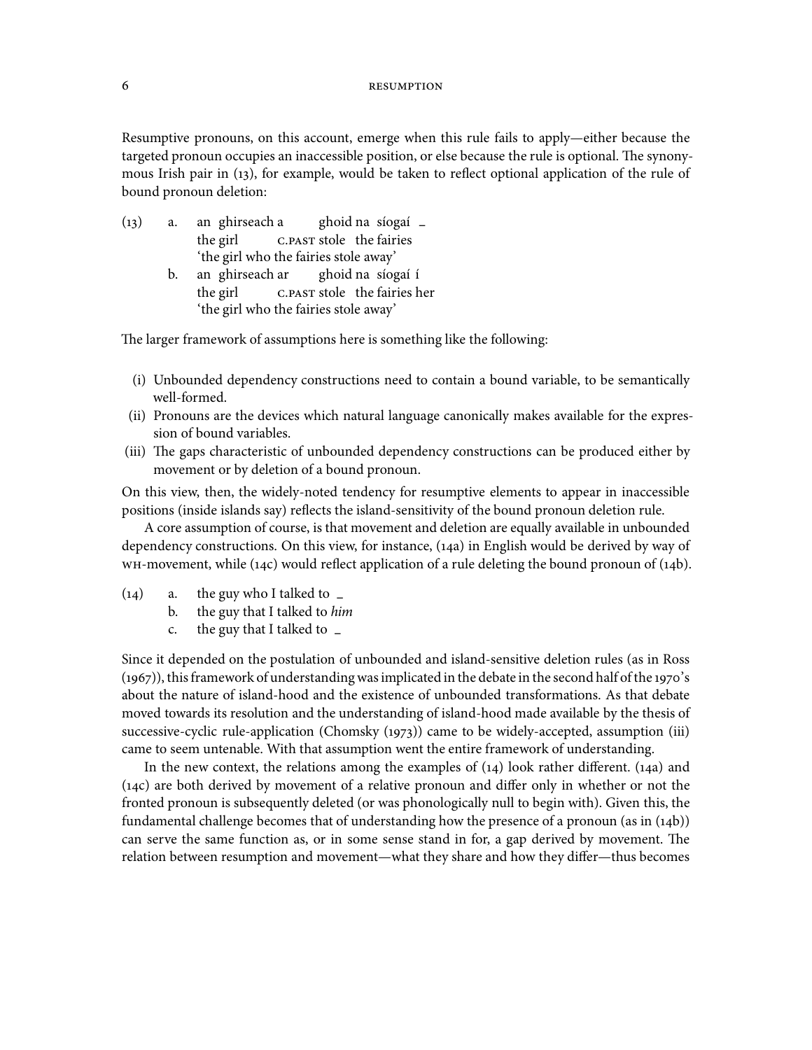Resumptive pronouns, on this account, emerge when this rule fails to apply—either because the targeted pronoun occupies an inaccessible position, or else because the rule is optional. The synonymous Irish pair in (13), for example, would be taken to reflect optional application of the rule of bound pronoun deletion:

(13) a. an ghirseach a ghoid na síogaí _
the girl C.PAST stole the fairies
'the girl who the fairies stole away'

b. an ghirseach ar ghoid na síogaí í
the girl C.PAST stole the fairies her
'the girl who the fairies stole away'

The larger framework of assumptions here is something like the following:

(i) Unbounded dependency constructions need to contain a bound variable, to be semantically well-formed.
(ii) Pronouns are the devices which natural language canonically makes available for the expression of bound variables.
(iii) The gaps characteristic of unbounded dependency constructions can be produced either by movement or by deletion of a bound pronoun.

On this view, then, the widely-noted tendency for resumptive elements to appear in inaccessible positions (inside islands say) reflects the island-sensitivity of the bound pronoun deletion rule.

A core assumption of course, is that movement and deletion are equally available in unbounded dependency constructions. On this view, for instance, (14a) in English would be derived by way of WH-movement, while (14c) would reflect application of a rule deleting the bound pronoun of (14b).

(14) a. the guy who I talked to _
b. the guy that I talked to *him*
c. the guy that I talked to _

Since it depended on the postulation of unbounded and island-sensitive deletion rules (as in Ross (1967)), this framework of understanding was implicated in the debate in the second half of the 1970's about the nature of island-hood and the existence of unbounded transformations. As that debate moved towards its resolution and the understanding of island-hood made available by the thesis of successive-cyclic rule-application (Chomsky (1973)) came to be widely-accepted, assumption (iii) came to seem untenable. With that assumption went the entire framework of understanding.

In the new context, the relations among the examples of (14) look rather different. (14a) and (14c) are both derived by movement of a relative pronoun and differ only in whether or not the fronted pronoun is subsequently deleted (or was phonologically null to begin with). Given this, the fundamental challenge becomes that of understanding how the presence of a pronoun (as in (14b)) can serve the same function as, or in some sense stand in for, a gap derived by movement. The relation between resumption and movement—what they share and how they differ—thus becomes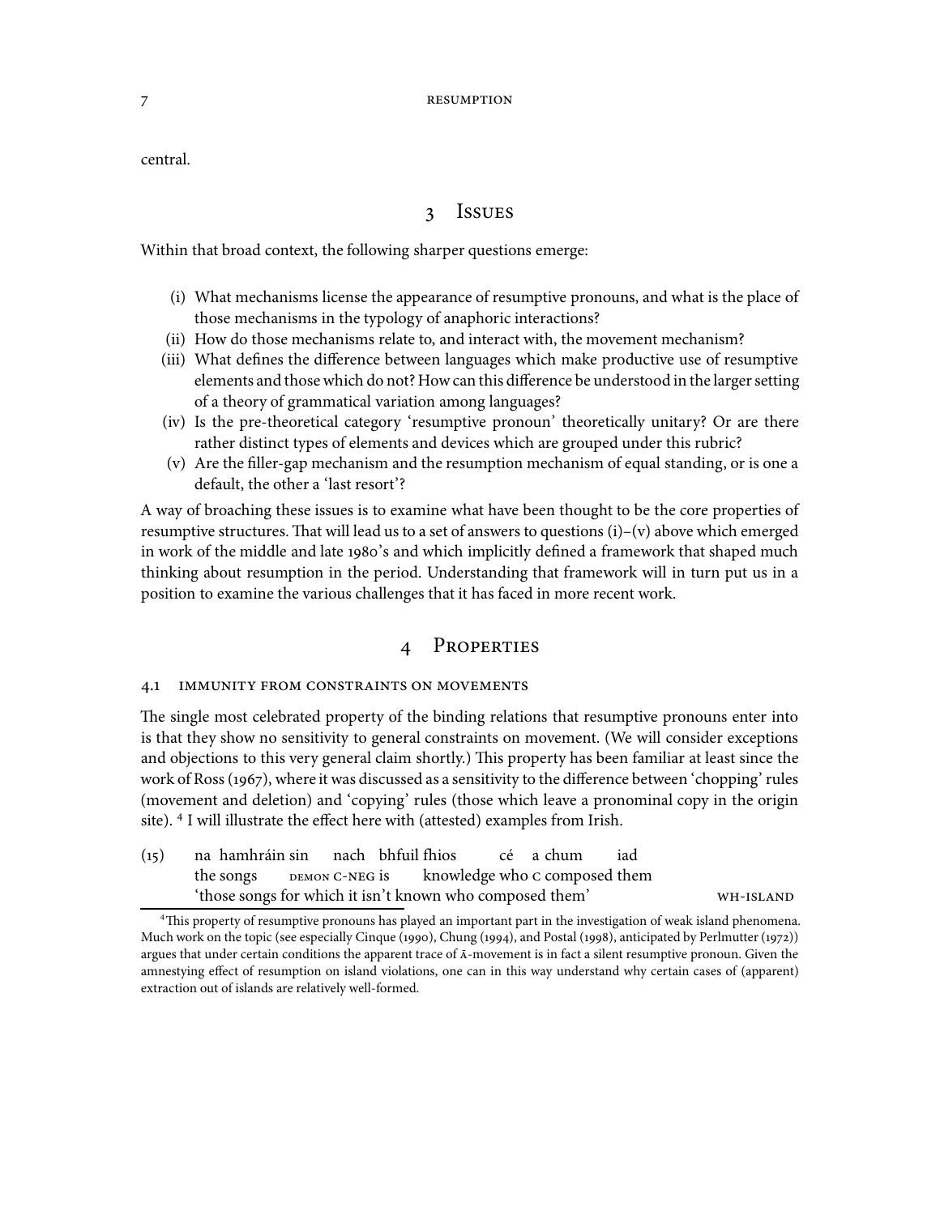central.

## 3 Issues

Within that broad context, the following sharper questions emerge:

- (i) What mechanisms license the appearance of resumptive pronouns, and what is the place of those mechanisms in the typology of anaphoric interactions?
- (ii) How do those mechanisms relate to, and interact with, the movement mechanism?
- (iii) What defines the difference between languages which make productive use of resumptive elements and those which do not? How can this difference be understood in the larger setting of a theory of grammatical variation among languages?
- (iv) Is the pre-theoretical category 'resumptive pronoun' theoretically unitary? Or are there rather distinct types of elements and devices which are grouped under this rubric?
- (v) Are the filler-gap mechanism and the resumption mechanism of equal standing, or is one a default, the other a 'last resort'?

A way of broaching these issues is to examine what have been thought to be the core properties of resumptive structures. That will lead us to a set of answers to questions (i)–(v) above which emerged in work of the middle and late 1980's and which implicitly defined a framework that shaped much thinking about resumption in the period. Understanding that framework will in turn put us in a position to examine the various challenges that it has faced in more recent work.

## 4 Properties

### 4.1 Immunity from constraints on movements

The single most celebrated property of the binding relations that resumptive pronouns enter into is that they show no sensitivity to general constraints on movement. (We will consider exceptions and objections to this very general claim shortly.) This property has been familiar at least since the work of Ross (1967), where it was discussed as a sensitivity to the difference between 'chopping' rules (movement and deletion) and 'copying' rules (those which leave a pronominal copy in the origin site). [4] I will illustrate the effect here with (attested) examples from Irish.

(15) na hamhráin sin nach bhfuil fhios cé a chum iad
the songs DEMON C-NEG is knowledge who C composed them
'those songs for which it isn't known who composed them' WH-ISLAND

[4] This property of resumptive pronouns has played an important part in the investigation of weak island phenomena. Much work on the topic (see especially Cinque (1990), Chung (1994), and Postal (1998), anticipated by Perlmutter (1972)) argues that under certain conditions the apparent trace of Ā-movement is in fact a silent resumptive pronoun. Given the amnestying effect of resumption on island violations, one can in this way understand why certain cases of (apparent) extraction out of islands are relatively well-formed.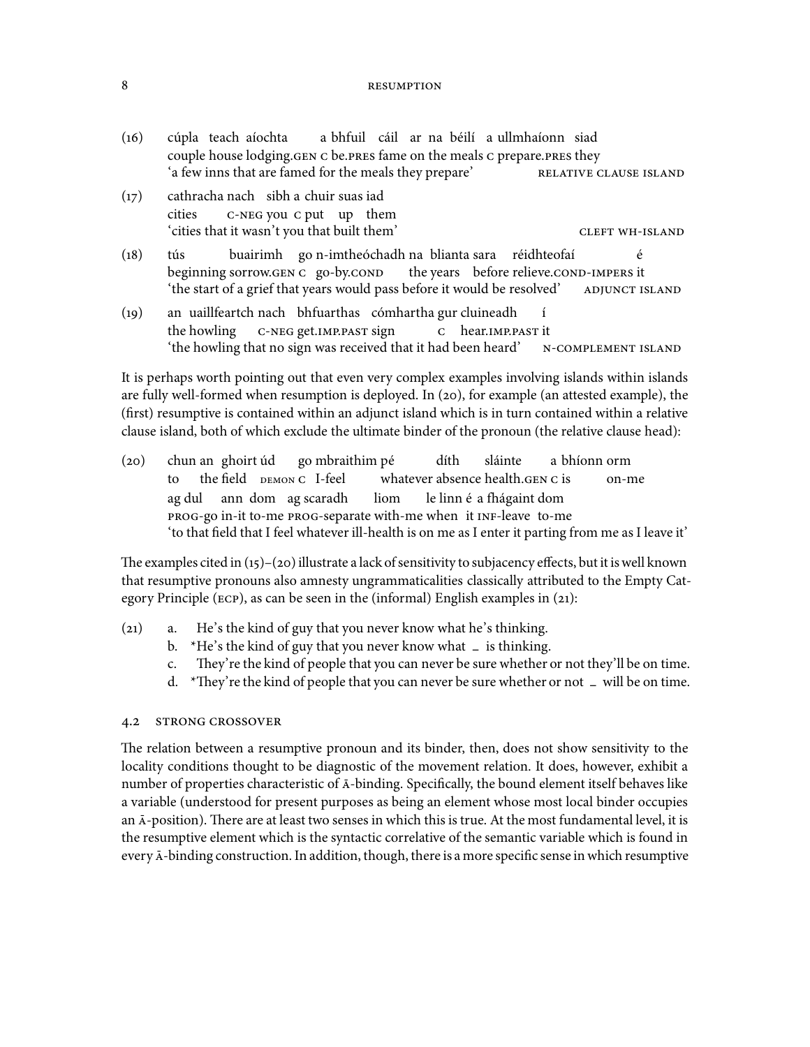(16) cúpla teach aíochta a bhfuil cáil ar na béilí a ullmhaíonn siad
couple house lodging.GEN C be.PRES fame on the meals C prepare.PRES they
'a few inns that are famed for the meals they prepare' RELATIVE CLAUSE ISLAND

(17) cathracha nach sibh a chuir suas iad
cities C-NEG you C put up them
'cities that it wasn't you that built them' CLEFT WH-ISLAND

(18) tús buairimh go n-imtheóchadh na blianta sara réidhteofaí é
beginning sorrow.GEN C go-by.COND the years before relieve.COND-IMPERS it
'the start of a grief that years would pass before it would be resolved' ADJUNCT ISLAND

(19) an uaillfeartch nach bhfuarthas cómhartha gur cluineadh í
the howling C-NEG get.IMP.PAST sign C hear.IMP.PAST it
'the howling that no sign was received that it had been heard' N-COMPLEMENT ISLAND

It is perhaps worth pointing out that even very complex examples involving islands within islands are fully well-formed when resumption is deployed. In (20), for example (an attested example), the (first) resumptive is contained within an adjunct island which is in turn contained within a relative clause island, both of which exclude the ultimate binder of the pronoun (the relative clause head):

(20) chun an ghoirt úd go mbraithim pé díth sláinte a bhíonn orm
to the field DEMON C I-feel whatever absence health.GEN C is on-me
ag dul ann dom ag scaradh liom le linn é a fhágaint dom
PROG-go in-it to-me PROG-separate with-me when it INF-leave to-me
'to that field that I feel whatever ill-health is on me as I enter it parting from me as I leave it'

The examples cited in (15)–(20) illustrate a lack of sensitivity to subjacency effects, but it is well known that resumptive pronouns also amnesty ungrammaticalities classically attributed to the Empty Category Principle (ECP), as can be seen in the (informal) English examples in (21):

(21) a. He's the kind of guy that you never know what he's thinking.
b. *He's the kind of guy that you never know what _ is thinking.
c. They're the kind of people that you can never be sure whether or not they'll be on time.
d. *They're the kind of people that you can never be sure whether or not _ will be on time.

### 4.2 STRONG CROSSOVER

The relation between a resumptive pronoun and its binder, then, does not show sensitivity to the locality conditions thought to be diagnostic of the movement relation. It does, however, exhibit a number of properties characteristic of Ā-binding. Specifically, the bound element itself behaves like a variable (understood for present purposes as being an element whose most local binder occupies an Ā-position). There are at least two senses in which this is true. At the most fundamental level, it is the resumptive element which is the syntactic correlative of the semantic variable which is found in every Ā-binding construction. In addition, though, there is a more specific sense in which resumptive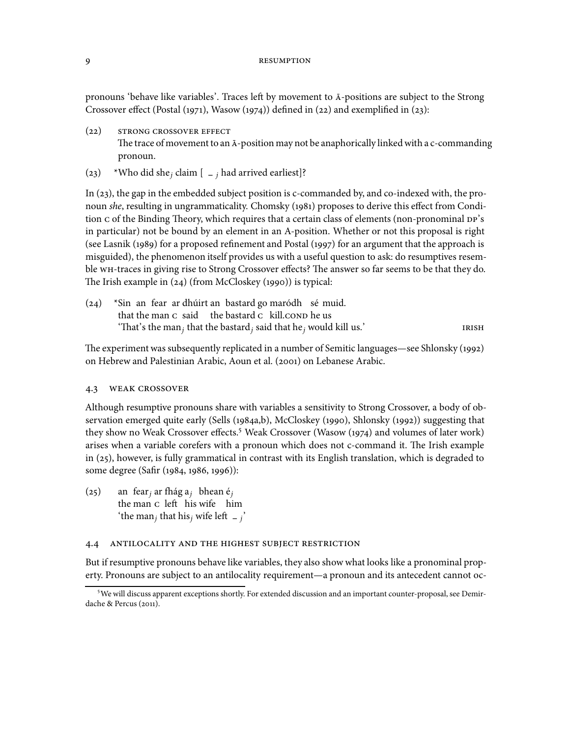pronouns 'behave like variables'. Traces left by movement to Ā-positions are subject to the Strong Crossover effect (Postal (1971), Wasow (1974)) defined in (22) and exemplified in (23):

(22) STRONG CROSSOVER EFFECT
The trace of movement to an Ā-position may not be anaphorically linked with a c-commanding pronoun.

(23) *Who did she$_j$ claim [ \_$_j$ had arrived earliest]?

In (23), the gap in the embedded subject position is c-commanded by, and co-indexed with, the pronoun *she*, resulting in ungrammaticality. Chomsky (1981) proposes to derive this effect from Condition C of the Binding Theory, which requires that a certain class of elements (non-pronominal DP's in particular) not be bound by an element in an A-position. Whether or not this proposal is right (see Lasnik (1989) for a proposed refinement and Postal (1997) for an argument that the approach is misguided), the phenomenon itself provides us with a useful question to ask: do resumptives resemble WH-traces in giving rise to Strong Crossover effects? The answer so far seems to be that they do. The Irish example in (24) (from McCloskey (1990)) is typical:

(24) *Sin an fear ar dhúirt an bastard go maródh sé muid.
that the man C said the bastard C kill.COND he us
'That's the man$_j$ that the bastard$_j$ said that he$_j$ would kill us.' IRISH

The experiment was subsequently replicated in a number of Semitic languages—see Shlonsky (1992) on Hebrew and Palestinian Arabic, Aoun et al. (2001) on Lebanese Arabic.

## 4.3 WEAK CROSSOVER

Although resumptive pronouns share with variables a sensitivity to Strong Crossover, a body of observation emerged quite early (Sells (1984a,b), McCloskey (1990), Shlonsky (1992)) suggesting that they show no Weak Crossover effects.[5] Weak Crossover (Wasow (1974) and volumes of later work) arises when a variable corefers with a pronoun which does not c-command it. The Irish example in (25), however, is fully grammatical in contrast with its English translation, which is degraded to some degree (Safir (1984, 1986, 1996)):

(25) an fear$_j$ ar fhág a$_j$ bhean é$_j$
the man C left his wife him
'the man$_j$ that his$_j$ wife left \_$_j$'

## 4.4 ANTILOCALITY AND THE HIGHEST SUBJECT RESTRICTION

But if resumptive pronouns behave like variables, they also show what looks like a pronominal property. Pronouns are subject to an antilocality requirement—a pronoun and its antecedent cannot oc-

[5] We will discuss apparent exceptions shortly. For extended discussion and an important counter-proposal, see Demirdache & Percus (2011).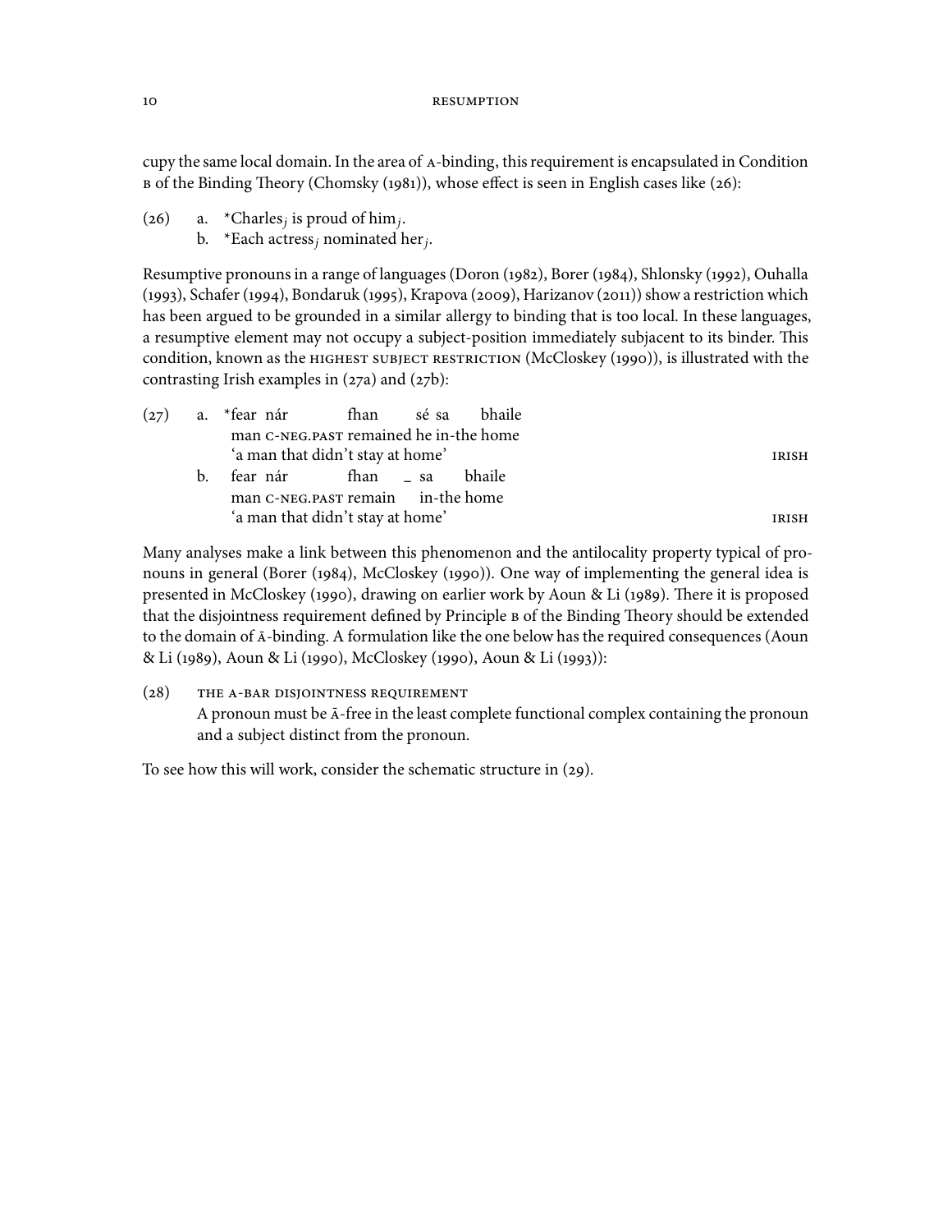cupy the same local domain. In the area of A-binding, this requirement is encapsulated in Condition B of the Binding Theory (Chomsky (1981)), whose effect is seen in English cases like (26):

(26) a. \*Charles$_j$ is proud of him$_j$.
     b. \*Each actress$_j$ nominated her$_j$.

Resumptive pronouns in a range of languages (Doron (1982), Borer (1984), Shlonsky (1992), Ouhalla (1993), Schafer (1994), Bondaruk (1995), Krapova (2009), Harizanov (2011)) show a restriction which has been argued to be grounded in a similar allergy to binding that is too local. In these languages, a resumptive element may not occupy a subject-position immediately subjacent to its binder. This condition, known as the HIGHEST SUBJECT RESTRICTION (McCloskey (1990)), is illustrated with the contrasting Irish examples in (27a) and (27b):

(27) a. \*fear nár fhan sé sa bhaile
     man C-NEG.PAST remained he in-the home
     'a man that didn't stay at home' IRISH
     b. fear nár fhan _ sa bhaile
     man C-NEG.PAST remain in-the home
     'a man that didn't stay at home' IRISH

Many analyses make a link between this phenomenon and the antilocality property typical of pronouns in general (Borer (1984), McCloskey (1990)). One way of implementing the general idea is presented in McCloskey (1990), drawing on earlier work by Aoun & Li (1989). There it is proposed that the disjointness requirement defined by Principle B of the Binding Theory should be extended to the domain of Ā-binding. A formulation like the one below has the required consequences (Aoun & Li (1989), Aoun & Li (1990), McCloskey (1990), Aoun & Li (1993)):

(28) THE A-BAR DISJOINTNESS REQUIREMENT
     A pronoun must be Ā-free in the least complete functional complex containing the pronoun and a subject distinct from the pronoun.

To see how this will work, consider the schematic structure in (29).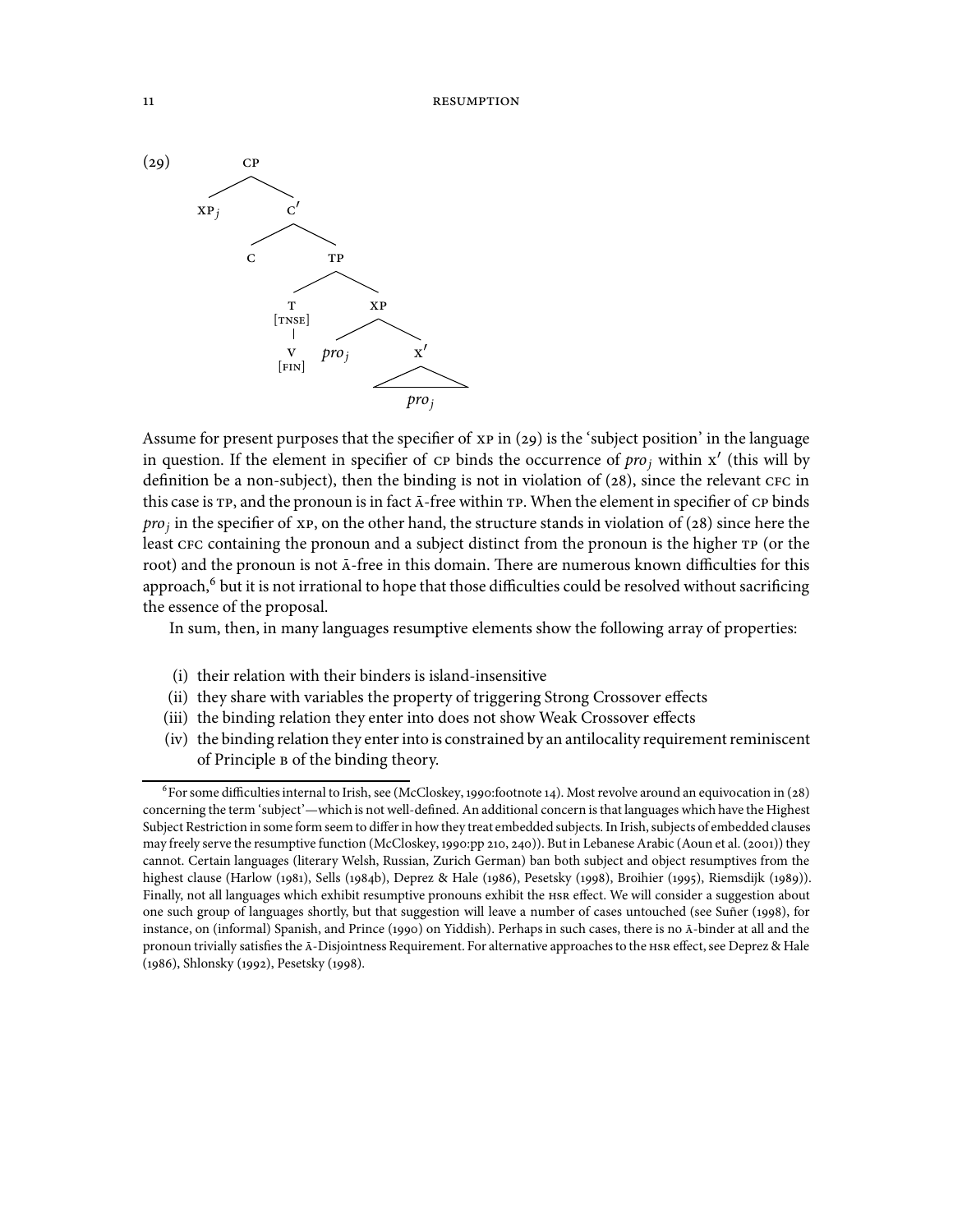(29)

```
            CP
           /  \
        XP_j   C'
              /  \
             C    TP
                 /  \
                T    XP
             [TNSE] /  \
                |  pro_j X'
                V       /\
              [FIN]    pro_j
```

Assume for present purposes that the specifier of XP in (29) is the 'subject position' in the language in question. If the element in specifier of CP binds the occurrence of $pro_j$ within X′ (this will by definition be a non-subject), then the binding is not in violation of (28), since the relevant CFC in this case is TP, and the pronoun is in fact Ā-free within TP. When the element in specifier of CP binds $pro_j$ in the specifier of XP, on the other hand, the structure stands in violation of (28) since here the least CFC containing the pronoun and a subject distinct from the pronoun is the higher TP (or the root) and the pronoun is not Ā-free in this domain. There are numerous known difficulties for this approach,[6] but it is not irrational to hope that those difficulties could be resolved without sacrificing the essence of the proposal.

In sum, then, in many languages resumptive elements show the following array of properties:

(i) their relation with their binders is island-insensitive
(ii) they share with variables the property of triggering Strong Crossover effects
(iii) the binding relation they enter into does not show Weak Crossover effects
(iv) the binding relation they enter into is constrained by an antilocality requirement reminiscent of Principle B of the binding theory.

[6] For some difficulties internal to Irish, see (McCloskey, 1990:footnote 14). Most revolve around an equivocation in (28) concerning the term 'subject'—which is not well-defined. An additional concern is that languages which have the Highest Subject Restriction in some form seem to differ in how they treat embedded subjects. In Irish, subjects of embedded clauses may freely serve the resumptive function (McCloskey, 1990:pp 210, 240)). But in Lebanese Arabic (Aoun et al. (2001)) they cannot. Certain languages (literary Welsh, Russian, Zurich German) ban both subject and object resumptives from the highest clause (Harlow (1981), Sells (1984b), Deprez & Hale (1986), Pesetsky (1998), Broihier (1995), Riemsdijk (1989)). Finally, not all languages which exhibit resumptive pronouns exhibit the HSR effect. We will consider a suggestion about one such group of languages shortly, but that suggestion will leave a number of cases untouched (see Suñer (1998), for instance, on (informal) Spanish, and Prince (1990) on Yiddish). Perhaps in such cases, there is no Ā-binder at all and the pronoun trivially satisfies the Ā-Disjointness Requirement. For alternative approaches to the HSR effect, see Deprez & Hale (1986), Shlonsky (1992), Pesetsky (1998).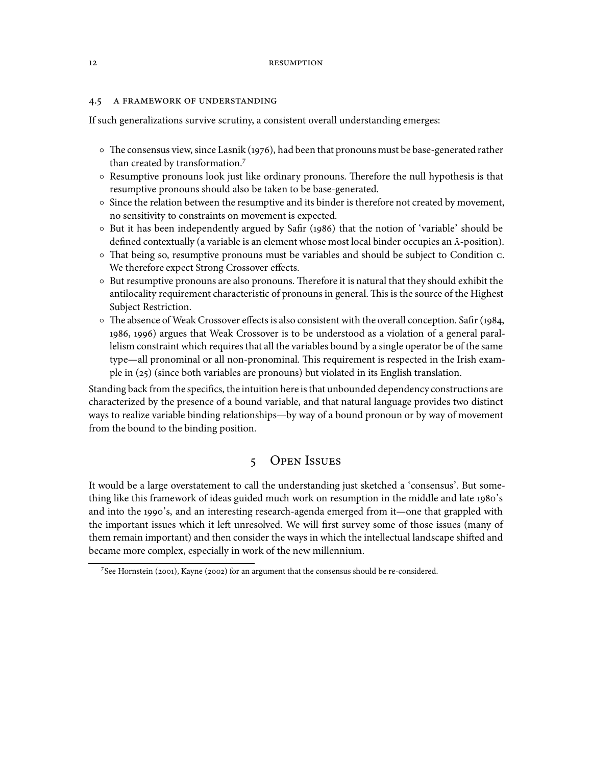### 4.5 A framework of understanding

If such generalizations survive scrutiny, a consistent overall understanding emerges:

- The consensus view, since Lasnik (1976), had been that pronouns must be base-generated rather than created by transformation.[7]
- Resumptive pronouns look just like ordinary pronouns. Therefore the null hypothesis is that resumptive pronouns should also be taken to be base-generated.
- Since the relation between the resumptive and its binder is therefore not created by movement, no sensitivity to constraints on movement is expected.
- But it has been independently argued by Safir (1986) that the notion of 'variable' should be defined contextually (a variable is an element whose most local binder occupies an Ā-position).
- That being so, resumptive pronouns must be variables and should be subject to Condition C. We therefore expect Strong Crossover effects.
- But resumptive pronouns are also pronouns. Therefore it is natural that they should exhibit the antilocality requirement characteristic of pronouns in general. This is the source of the Highest Subject Restriction.
- The absence of Weak Crossover effects is also consistent with the overall conception. Safir (1984, 1986, 1996) argues that Weak Crossover is to be understood as a violation of a general parallelism constraint which requires that all the variables bound by a single operator be of the same type—all pronominal or all non-pronominal. This requirement is respected in the Irish example in (25) (since both variables are pronouns) but violated in its English translation.

Standing back from the specifics, the intuition here is that unbounded dependency constructions are characterized by the presence of a bound variable, and that natural language provides two distinct ways to realize variable binding relationships—by way of a bound pronoun or by way of movement from the bound to the binding position.

## 5 Open Issues

It would be a large overstatement to call the understanding just sketched a 'consensus'. But something like this framework of ideas guided much work on resumption in the middle and late 1980's and into the 1990's, and an interesting research-agenda emerged from it—one that grappled with the important issues which it left unresolved. We will first survey some of those issues (many of them remain important) and then consider the ways in which the intellectual landscape shifted and became more complex, especially in work of the new millennium.

[7] See Hornstein (2001), Kayne (2002) for an argument that the consensus should be re-considered.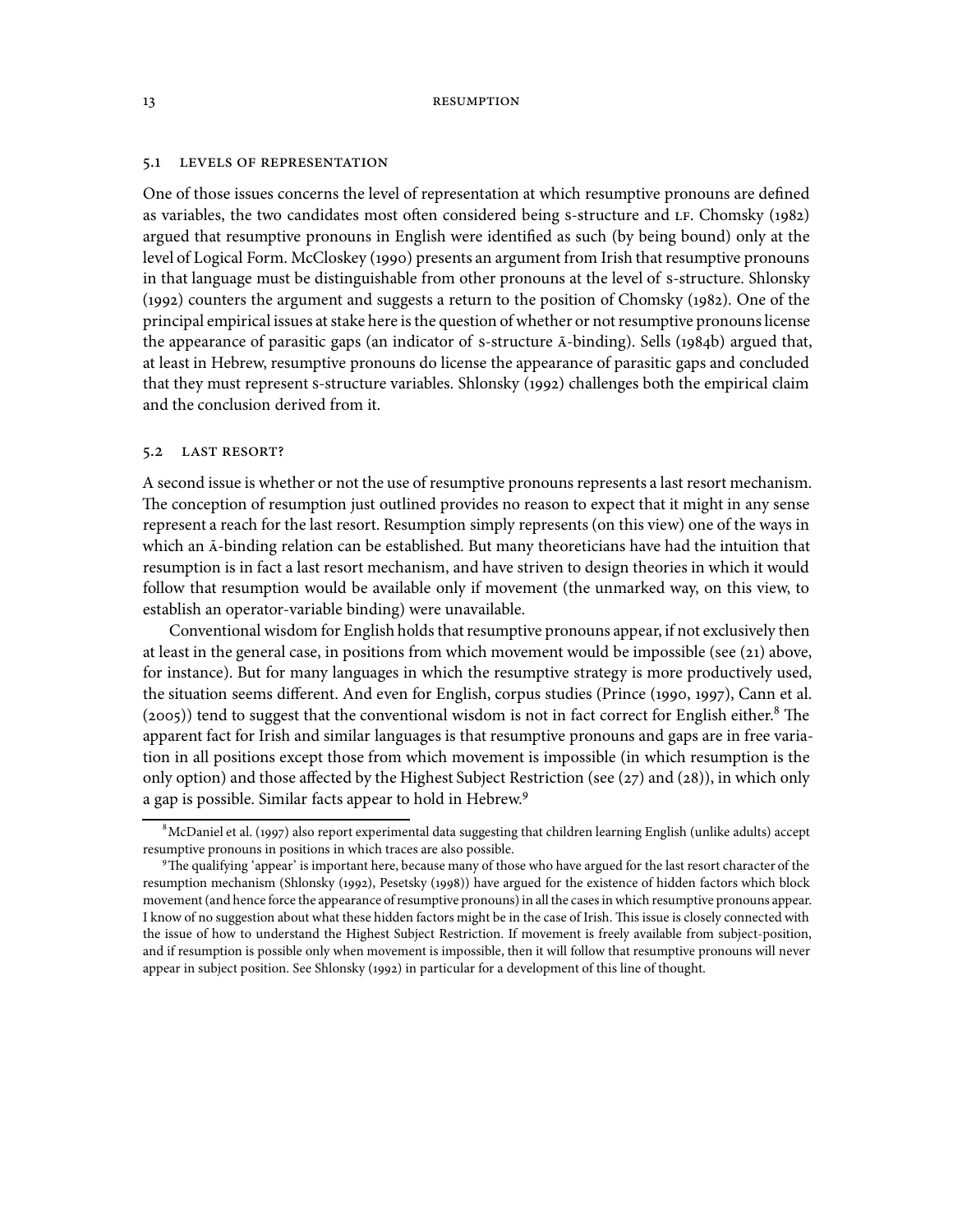### 5.1 Levels of representation

One of those issues concerns the level of representation at which resumptive pronouns are defined as variables, the two candidates most often considered being s-structure and LF. Chomsky (1982) argued that resumptive pronouns in English were identified as such (by being bound) only at the level of Logical Form. McCloskey (1990) presents an argument from Irish that resumptive pronouns in that language must be distinguishable from other pronouns at the level of s-structure. Shlonsky (1992) counters the argument and suggests a return to the position of Chomsky (1982). One of the principal empirical issues at stake here is the question of whether or not resumptive pronouns license the appearance of parasitic gaps (an indicator of s-structure Ā-binding). Sells (1984b) argued that, at least in Hebrew, resumptive pronouns do license the appearance of parasitic gaps and concluded that they must represent s-structure variables. Shlonsky (1992) challenges both the empirical claim and the conclusion derived from it.

### 5.2 Last resort?

A second issue is whether or not the use of resumptive pronouns represents a last resort mechanism. The conception of resumption just outlined provides no reason to expect that it might in any sense represent a reach for the last resort. Resumption simply represents (on this view) one of the ways in which an Ā-binding relation can be established. But many theoreticians have had the intuition that resumption is in fact a last resort mechanism, and have striven to design theories in which it would follow that resumption would be available only if movement (the unmarked way, on this view, to establish an operator-variable binding) were unavailable.

Conventional wisdom for English holds that resumptive pronouns appear, if not exclusively then at least in the general case, in positions from which movement would be impossible (see (21) above, for instance). But for many languages in which the resumptive strategy is more productively used, the situation seems different. And even for English, corpus studies (Prince (1990, 1997), Cann et al. (2005)) tend to suggest that the conventional wisdom is not in fact correct for English either.[8] The apparent fact for Irish and similar languages is that resumptive pronouns and gaps are in free variation in all positions except those from which movement is impossible (in which resumption is the only option) and those affected by the Highest Subject Restriction (see (27) and (28)), in which only a gap is possible. Similar facts appear to hold in Hebrew.[9]

---

[8] McDaniel et al. (1997) also report experimental data suggesting that children learning English (unlike adults) accept resumptive pronouns in positions in which traces are also possible.

[9] The qualifying 'appear' is important here, because many of those who have argued for the last resort character of the resumption mechanism (Shlonsky (1992), Pesetsky (1998)) have argued for the existence of hidden factors which block movement (and hence force the appearance of resumptive pronouns) in all the cases in which resumptive pronouns appear. I know of no suggestion about what these hidden factors might be in the case of Irish. This issue is closely connected with the issue of how to understand the Highest Subject Restriction. If movement is freely available from subject-position, and if resumption is possible only when movement is impossible, then it will follow that resumptive pronouns will never appear in subject position. See Shlonsky (1992) in particular for a development of this line of thought.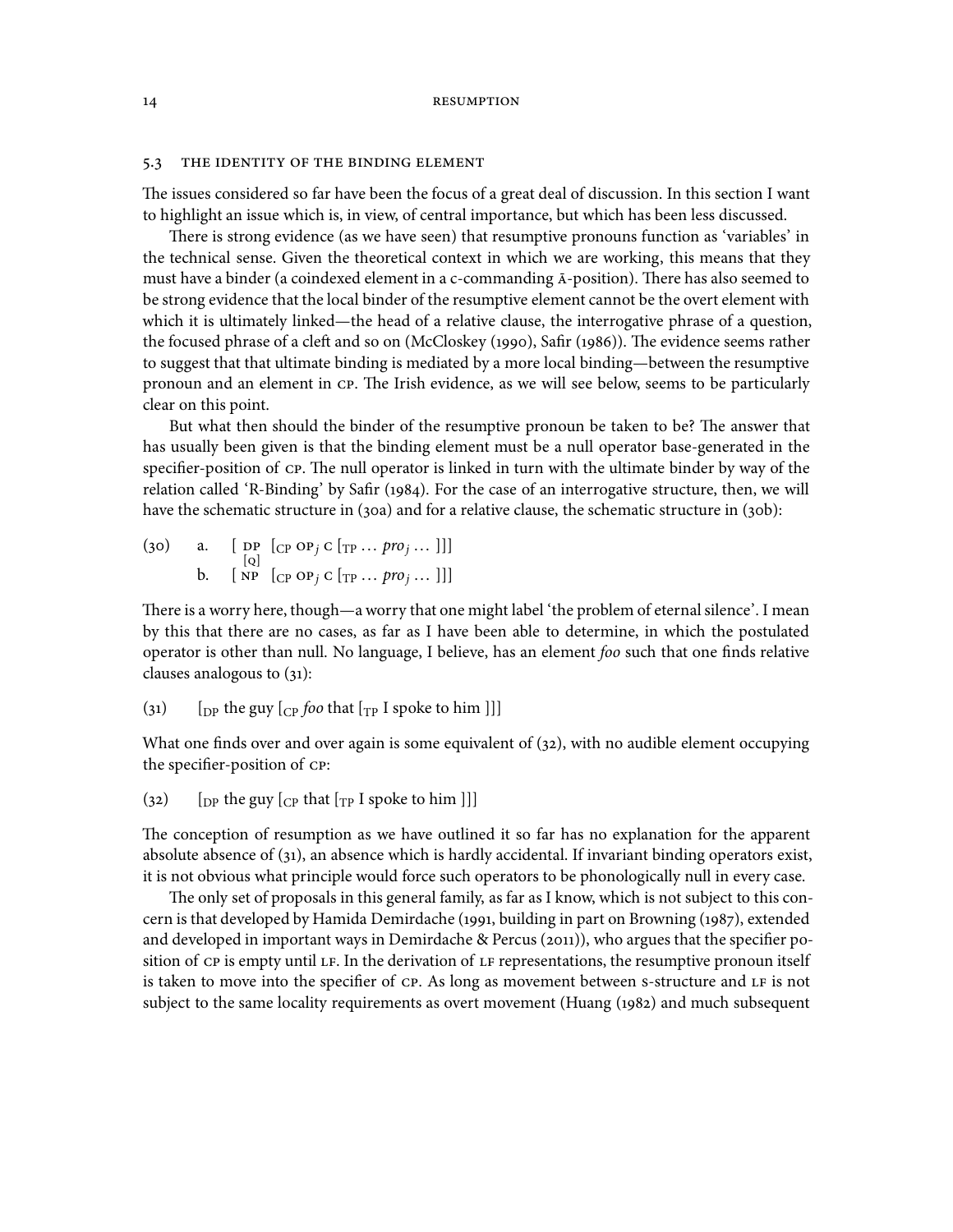### 5.3 THE IDENTITY OF THE BINDING ELEMENT

The issues considered so far have been the focus of a great deal of discussion. In this section I want to highlight an issue which is, in view, of central importance, but which has been less discussed.

There is strong evidence (as we have seen) that resumptive pronouns function as 'variables' in the technical sense. Given the theoretical context in which we are working, this means that they must have a binder (a coindexed element in a c-commanding Ā-position). There has also seemed to be strong evidence that the local binder of the resumptive element cannot be the overt element with which it is ultimately linked—the head of a relative clause, the interrogative phrase of a question, the focused phrase of a cleft and so on (McCloskey (1990), Safir (1986)). The evidence seems rather to suggest that that ultimate binding is mediated by a more local binding—between the resumptive pronoun and an element in CP. The Irish evidence, as we will see below, seems to be particularly clear on this point.

But what then should the binder of the resumptive pronoun be taken to be? The answer that has usually been given is that the binding element must be a null operator base-generated in the specifier-position of CP. The null operator is linked in turn with the ultimate binder by way of the relation called 'R-Binding' by Safir (1984). For the case of an interrogative structure, then, we will have the schematic structure in (30a) and for a relative clause, the schematic structure in (30b):

(30) a. [ DP$_{[Q]}$ [$_{CP}$ OP$_j$ C [$_{TP}$ … *pro*$_j$ … ]]]
     b. [ NP [$_{CP}$ OP$_j$ C [$_{TP}$ … *pro*$_j$ … ]]]

There is a worry here, though—a worry that one might label 'the problem of eternal silence'. I mean by this that there are no cases, as far as I have been able to determine, in which the postulated operator is other than null. No language, I believe, has an element *foo* such that one finds relative clauses analogous to (31):

(31) [$_{DP}$ the guy [$_{CP}$ *foo* that [$_{TP}$ I spoke to him ]]]

What one finds over and over again is some equivalent of (32), with no audible element occupying the specifier-position of CP:

(32) [$_{DP}$ the guy [$_{CP}$ that [$_{TP}$ I spoke to him ]]]

The conception of resumption as we have outlined it so far has no explanation for the apparent absolute absence of (31), an absence which is hardly accidental. If invariant binding operators exist, it is not obvious what principle would force such operators to be phonologically null in every case.

The only set of proposals in this general family, as far as I know, which is not subject to this concern is that developed by Hamida Demirdache (1991, building in part on Browning (1987), extended and developed in important ways in Demirdache & Percus (2011)), who argues that the specifier position of CP is empty until LF. In the derivation of LF representations, the resumptive pronoun itself is taken to move into the specifier of CP. As long as movement between s-structure and LF is not subject to the same locality requirements as overt movement (Huang (1982) and much subsequent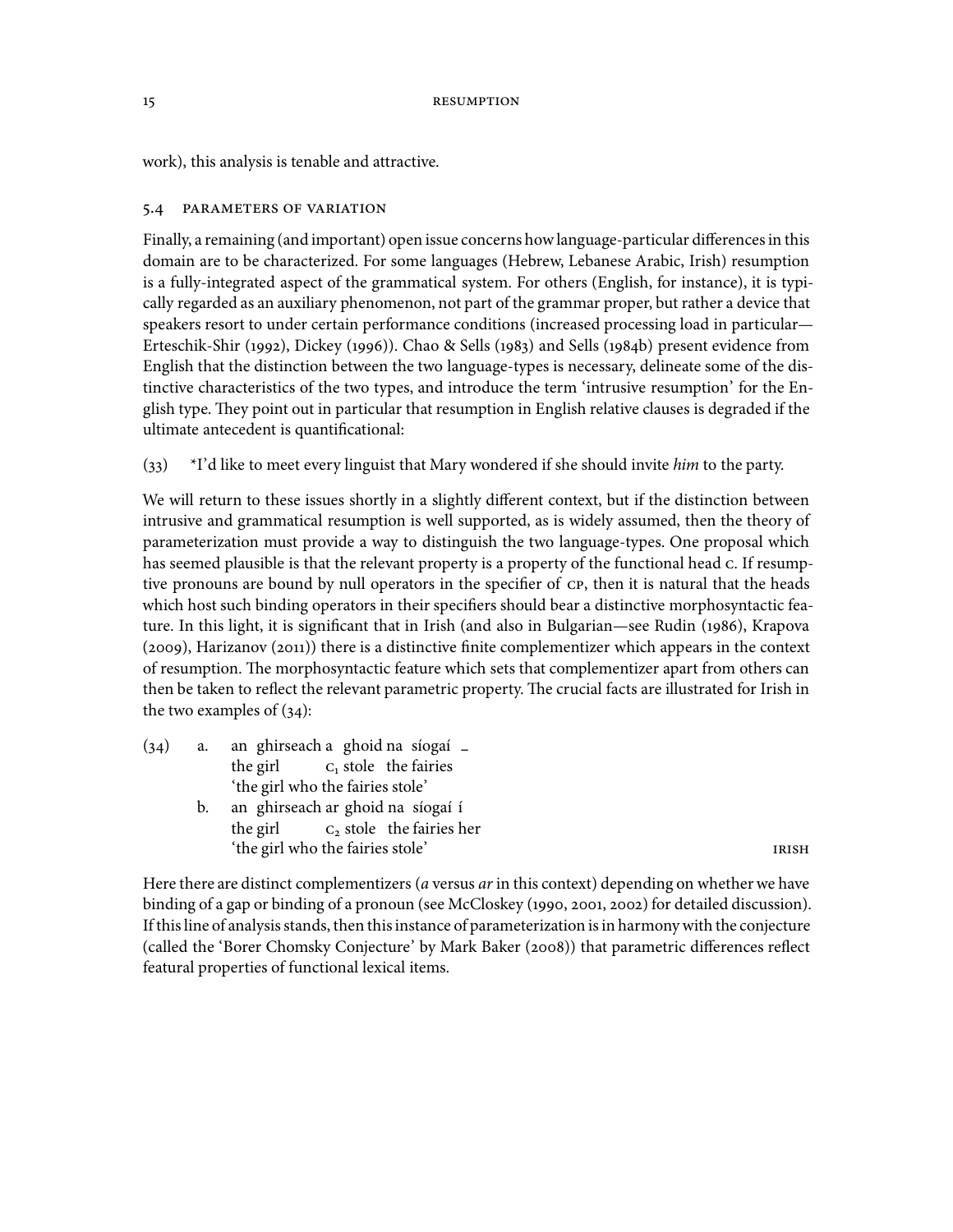work), this analysis is tenable and attractive.

### 5.4 PARAMETERS OF VARIATION

Finally, a remaining (and important) open issue concerns how language-particular differences in this domain are to be characterized. For some languages (Hebrew, Lebanese Arabic, Irish) resumption is a fully-integrated aspect of the grammatical system. For others (English, for instance), it is typically regarded as an auxiliary phenomenon, not part of the grammar proper, but rather a device that speakers resort to under certain performance conditions (increased processing load in particular—Erteschik-Shir (1992), Dickey (1996)). Chao & Sells (1983) and Sells (1984b) present evidence from English that the distinction between the two language-types is necessary, delineate some of the distinctive characteristics of the two types, and introduce the term 'intrusive resumption' for the English type. They point out in particular that resumption in English relative clauses is degraded if the ultimate antecedent is quantificational:

(33) *I'd like to meet every linguist that Mary wondered if she should invite *him* to the party.

We will return to these issues shortly in a slightly different context, but if the distinction between intrusive and grammatical resumption is well supported, as is widely assumed, then the theory of parameterization must provide a way to distinguish the two language-types. One proposal which has seemed plausible is that the relevant property is a property of the functional head C. If resumptive pronouns are bound by null operators in the specifier of CP, then it is natural that the heads which host such binding operators in their specifiers should bear a distinctive morphosyntactic feature. In this light, it is significant that in Irish (and also in Bulgarian—see Rudin (1986), Krapova (2009), Harizanov (2011)) there is a distinctive finite complementizer which appears in the context of resumption. The morphosyntactic feature which sets that complementizer apart from others can then be taken to reflect the relevant parametric property. The crucial facts are illustrated for Irish in the two examples of (34):

(34) a. an ghirseach a ghoid na síogaí _
 the girl $C_1$ stole the fairies
 'the girl who the fairies stole'

 b. an ghirseach ar ghoid na síogaí í
 the girl $C_2$ stole the fairies her
 'the girl who the fairies stole' IRISH

Here there are distinct complementizers (*a* versus *ar* in this context) depending on whether we have binding of a gap or binding of a pronoun (see McCloskey (1990, 2001, 2002) for detailed discussion). If this line of analysis stands, then this instance of parameterization is in harmony with the conjecture (called the 'Borer Chomsky Conjecture' by Mark Baker (2008)) that parametric differences reflect featural properties of functional lexical items.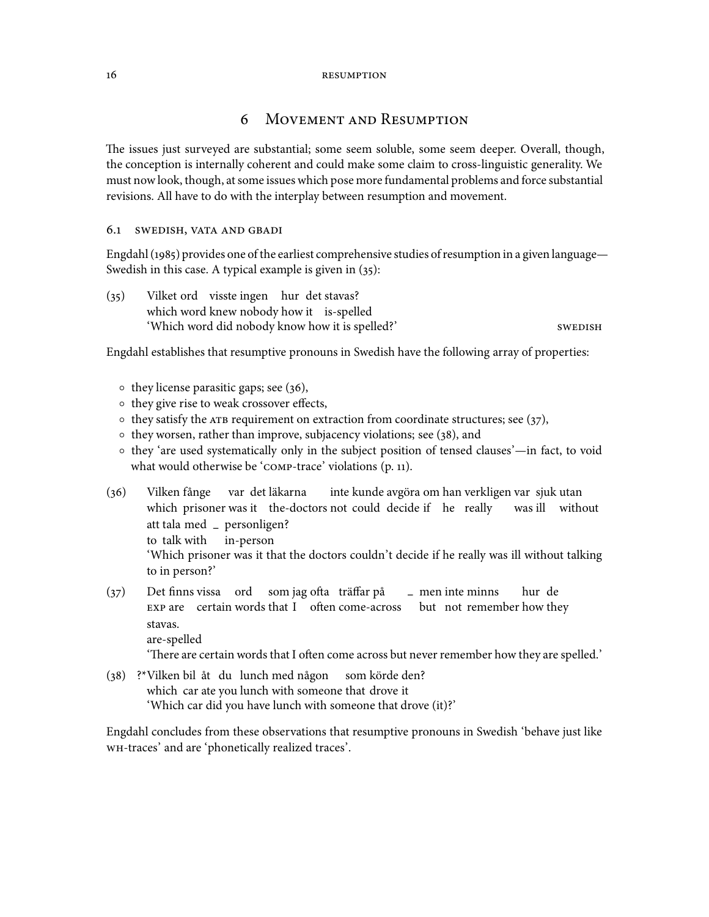# 6 Movement and Resumption

The issues just surveyed are substantial; some seem soluble, some seem deeper. Overall, though, the conception is internally coherent and could make some claim to cross-linguistic generality. We must now look, though, at some issues which pose more fundamental problems and force substantial revisions. All have to do with the interplay between resumption and movement.

## 6.1 Swedish, Vata and Gbadi

Engdahl (1985) provides one of the earliest comprehensive studies of resumption in a given language—Swedish in this case. A typical example is given in (35):

(35) Vilket ord visste ingen hur det stavas?
which word knew nobody how it is-spelled
'Which word did nobody know how it is spelled?' SWEDISH

Engdahl establishes that resumptive pronouns in Swedish have the following array of properties:

- they license parasitic gaps; see (36),
- they give rise to weak crossover effects,
- they satisfy the ATB requirement on extraction from coordinate structures; see (37),
- they worsen, rather than improve, subjacency violations; see (38), and
- they 'are used systematically only in the subject position of tensed clauses'—in fact, to void what would otherwise be 'COMP-trace' violations (p. 11).

(36) Vilken fånge var det läkarna inte kunde avgöra om han verkligen var sjuk utan att tala med _ personligen?
which prisoner was it the-doctors not could decide if he really was ill without to talk with in-person
'Which prisoner was it that the doctors couldn't decide if he really was ill without talking to in person?'

(37) Det finns vissa ord som jag ofta träffar på _ men inte minns hur de stavas.
EXP are certain words that I often come-across but not remember how they are-spelled.
'There are certain words that I often come across but never remember how they are spelled.'

(38) ?*Vilken bil åt du lunch med någon som körde den?
which car ate you lunch with someone that drove it
'Which car did you have lunch with someone that drove (it)?'

Engdahl concludes from these observations that resumptive pronouns in Swedish 'behave just like WH-traces' and are 'phonetically realized traces'.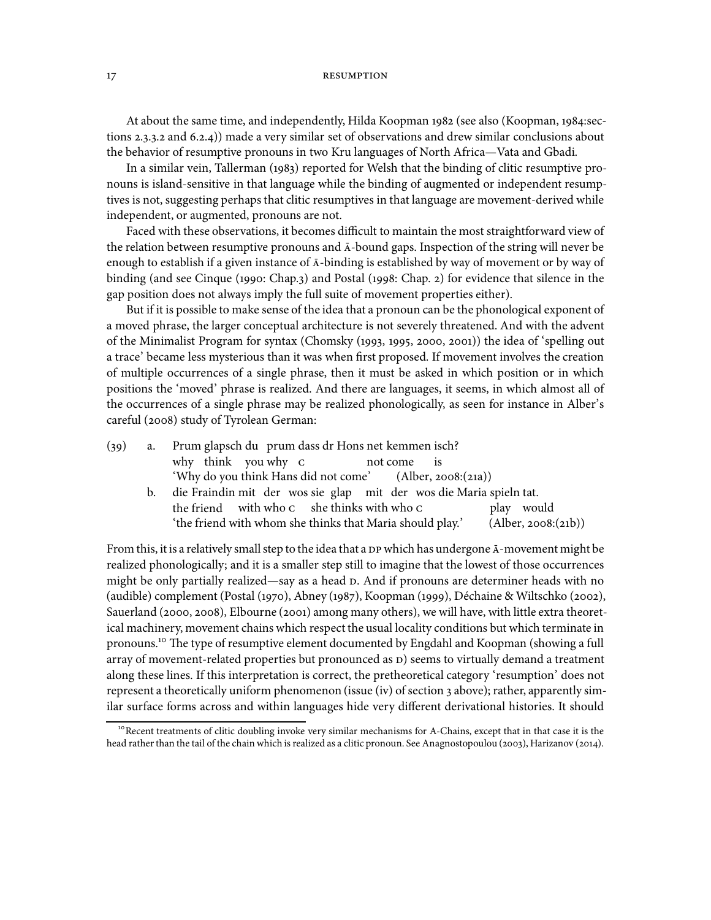At about the same time, and independently, Hilda Koopman 1982 (see also (Koopman, 1984:sections 2.3.3.2 and 6.2.4)) made a very similar set of observations and drew similar conclusions about the behavior of resumptive pronouns in two Kru languages of North Africa—Vata and Gbadi.

In a similar vein, Tallerman (1983) reported for Welsh that the binding of clitic resumptive pronouns is island-sensitive in that language while the binding of augmented or independent resumptives is not, suggesting perhaps that clitic resumptives in that language are movement-derived while independent, or augmented, pronouns are not.

Faced with these observations, it becomes difficult to maintain the most straightforward view of the relation between resumptive pronouns and Ā-bound gaps. Inspection of the string will never be enough to establish if a given instance of Ā-binding is established by way of movement or by way of binding (and see Cinque (1990: Chap.3) and Postal (1998: Chap. 2) for evidence that silence in the gap position does not always imply the full suite of movement properties either).

But if it is possible to make sense of the idea that a pronoun can be the phonological exponent of a moved phrase, the larger conceptual architecture is not severely threatened. And with the advent of the Minimalist Program for syntax (Chomsky (1993, 1995, 2000, 2001)) the idea of 'spelling out a trace' became less mysterious than it was when first proposed. If movement involves the creation of multiple occurrences of a single phrase, then it must be asked in which position or in which positions the 'moved' phrase is realized. And there are languages, it seems, in which almost all of the occurrences of a single phrase may be realized phonologically, as seen for instance in Alber's careful (2008) study of Tyrolean German:

(39) a. Prum glapsch du prum dass dr Hons net kemmen isch?
   why think you why C not come is
   'Why do you think Hans did not come' (Alber, 2008:(21a))

  b. die Fraindin mit der wos sie glap mit der wos die Maria spieln tat.
   the friend with who C she thinks with who C play would
   'the friend with whom she thinks that Maria should play.' (Alber, 2008:(21b))

From this, it is a relatively small step to the idea that a DP which has undergone Ā-movement might be realized phonologically; and it is a smaller step still to imagine that the lowest of those occurrences might be only partially realized—say as a head D. And if pronouns are determiner heads with no (audible) complement (Postal (1970), Abney (1987), Koopman (1999), Déchaine & Wiltschko (2002), Sauerland (2000, 2008), Elbourne (2001) among many others), we will have, with little extra theoretical machinery, movement chains which respect the usual locality conditions but which terminate in pronouns.[10] The type of resumptive element documented by Engdahl and Koopman (showing a full array of movement-related properties but pronounced as D) seems to virtually demand a treatment along these lines. If this interpretation is correct, the pretheoretical category 'resumption' does not represent a theoretically uniform phenomenon (issue (iv) of section 3 above); rather, apparently similar surface forms across and within languages hide very different derivational histories. It should

[10] Recent treatments of clitic doubling invoke very similar mechanisms for A-Chains, except that in that case it is the head rather than the tail of the chain which is realized as a clitic pronoun. See Anagnostopoulou (2003), Harizanov (2014).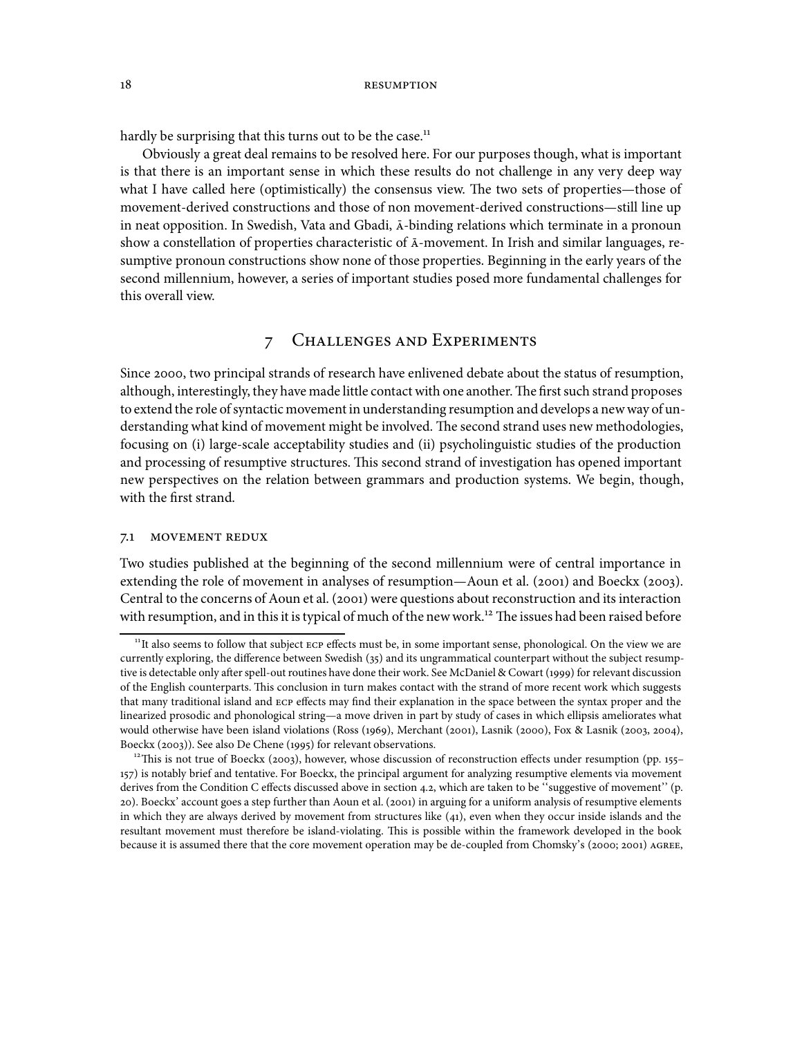hardly be surprising that this turns out to be the case.[11]

Obviously a great deal remains to be resolved here. For our purposes though, what is important is that there is an important sense in which these results do not challenge in any very deep way what I have called here (optimistically) the consensus view. The two sets of properties—those of movement-derived constructions and those of non movement-derived constructions—still line up in neat opposition. In Swedish, Vata and Gbadi, Ā-binding relations which terminate in a pronoun show a constellation of properties characteristic of Ā-movement. In Irish and similar languages, resumptive pronoun constructions show none of those properties. Beginning in the early years of the second millennium, however, a series of important studies posed more fundamental challenges for this overall view.

## 7 Challenges and Experiments

Since 2000, two principal strands of research have enlivened debate about the status of resumption, although, interestingly, they have made little contact with one another. The first such strand proposes to extend the role of syntactic movement in understanding resumption and develops a new way of understanding what kind of movement might be involved. The second strand uses new methodologies, focusing on (i) large-scale acceptability studies and (ii) psycholinguistic studies of the production and processing of resumptive structures. This second strand of investigation has opened important new perspectives on the relation between grammars and production systems. We begin, though, with the first strand.

### 7.1 Movement Redux

Two studies published at the beginning of the second millennium were of central importance in extending the role of movement in analyses of resumption—Aoun et al. (2001) and Boeckx (2003). Central to the concerns of Aoun et al. (2001) were questions about reconstruction and its interaction with resumption, and in this it is typical of much of the new work.[12] The issues had been raised before

[11] It also seems to follow that subject ECP effects must be, in some important sense, phonological. On the view we are currently exploring, the difference between Swedish (35) and its ungrammatical counterpart without the subject resumptive is detectable only after spell-out routines have done their work. See McDaniel & Cowart (1999) for relevant discussion of the English counterparts. This conclusion in turn makes contact with the strand of more recent work which suggests that many traditional island and ECP effects may find their explanation in the space between the syntax proper and the linearized prosodic and phonological string—a move driven in part by study of cases in which ellipsis ameliorates what would otherwise have been island violations (Ross (1969), Merchant (2001), Lasnik (2000), Fox & Lasnik (2003, 2004), Boeckx (2003)). See also De Chene (1995) for relevant observations.

[12] This is not true of Boeckx (2003), however, whose discussion of reconstruction effects under resumption (pp. 155–157) is notably brief and tentative. For Boeckx, the principal argument for analyzing resumptive elements via movement derives from the Condition C effects discussed above in section 4.2, which are taken to be ''suggestive of movement'' (p. 20). Boeckx' account goes a step further than Aoun et al. (2001) in arguing for a uniform analysis of resumptive elements in which they are always derived by movement from structures like (41), even when they occur inside islands and the resultant movement must therefore be island-violating. This is possible within the framework developed in the book because it is assumed there that the core movement operation may be de-coupled from Chomsky's (2000; 2001) AGREE,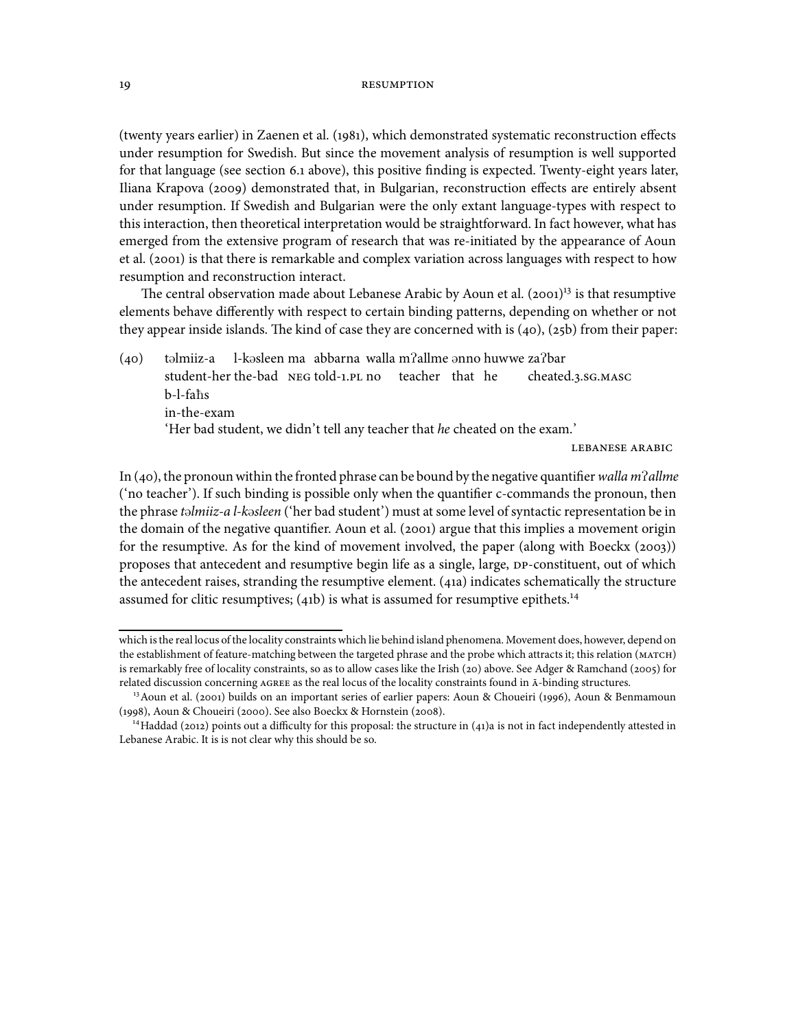(twenty years earlier) in Zaenen et al. (1981), which demonstrated systematic reconstruction effects under resumption for Swedish. But since the movement analysis of resumption is well supported for that language (see section 6.1 above), this positive finding is expected. Twenty-eight years later, Iliana Krapova (2009) demonstrated that, in Bulgarian, reconstruction effects are entirely absent under resumption. If Swedish and Bulgarian were the only extant language-types with respect to this interaction, then theoretical interpretation would be straightforward. In fact however, what has emerged from the extensive program of research that was re-initiated by the appearance of Aoun et al. (2001) is that there is remarkable and complex variation across languages with respect to how resumption and reconstruction interact.

The central observation made about Lebanese Arabic by Aoun et al. (2001)[13] is that resumptive elements behave differently with respect to certain binding patterns, depending on whether or not they appear inside islands. The kind of case they are concerned with is (40), (25b) from their paper:

(40) tǝlmiiz-a l-kǝsleen ma abbarna walla mʔallme ǝnno huwwe zaʔbar
student-her the-bad NEG told-1.PL no teacher that he cheated.3.SG.MASC
b-l-faħs
in-the-exam
'Her bad student, we didn't tell any teacher that *he* cheated on the exam.'

LEBANESE ARABIC

In (40), the pronoun within the fronted phrase can be bound by the negative quantifier *walla mʔallme* ('no teacher'). If such binding is possible only when the quantifier c-commands the pronoun, then the phrase *tǝlmiiz-a l-kǝsleen* ('her bad student') must at some level of syntactic representation be in the domain of the negative quantifier. Aoun et al. (2001) argue that this implies a movement origin for the resumptive. As for the kind of movement involved, the paper (along with Boeckx (2003)) proposes that antecedent and resumptive begin life as a single, large, DP-constituent, out of which the antecedent raises, stranding the resumptive element. (41a) indicates schematically the structure assumed for clitic resumptives; (41b) is what is assumed for resumptive epithets.[14]

---

which is the real locus of the locality constraints which lie behind island phenomena. Movement does, however, depend on the establishment of feature-matching between the targeted phrase and the probe which attracts it; this relation (MATCH) is remarkably free of locality constraints, so as to allow cases like the Irish (20) above. See Adger & Ramchand (2005) for related discussion concerning AGREE as the real locus of the locality constraints found in Ā-binding structures.

[13] Aoun et al. (2001) builds on an important series of earlier papers: Aoun & Choueiri (1996), Aoun & Benmamoun (1998), Aoun & Choueiri (2000). See also Boeckx & Hornstein (2008).

[14] Haddad (2012) points out a difficulty for this proposal: the structure in (41)a is not in fact independently attested in Lebanese Arabic. It is is not clear why this should be so.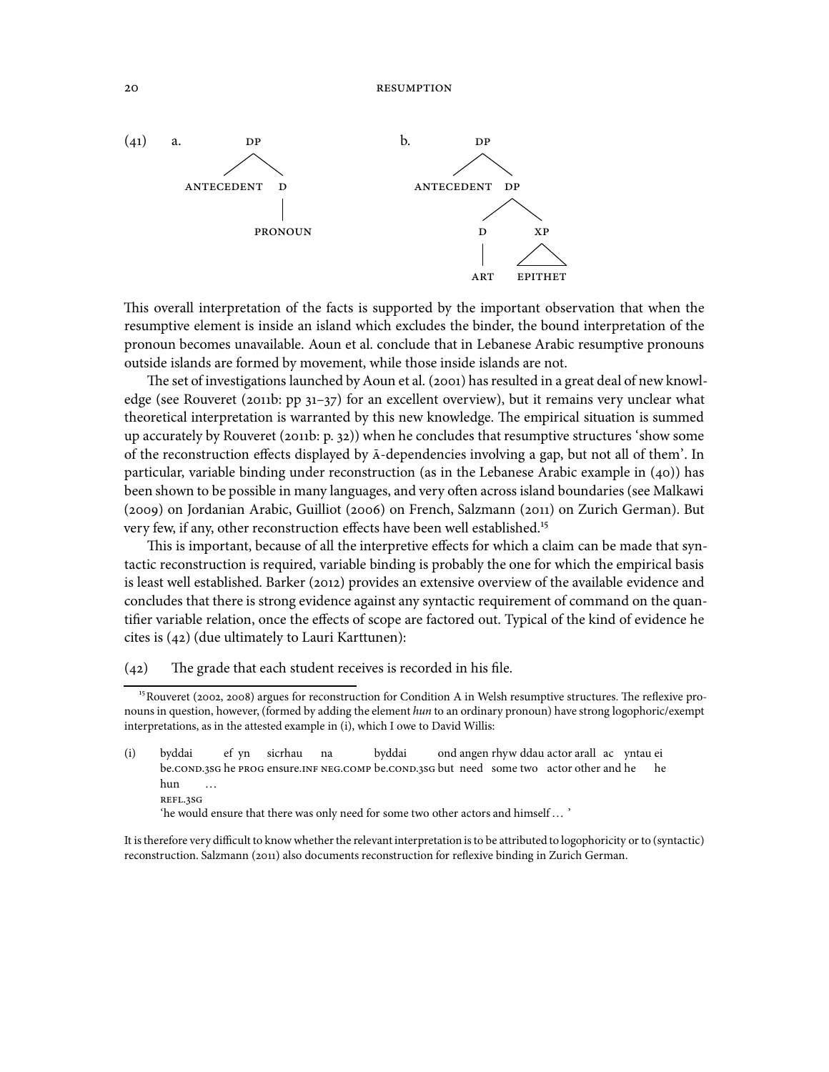(41) a. [DP ANTECEDENT [D PRONOUN]]

b. [DP ANTECEDENT [DP [D ART] [XP EPITHET]]]

This overall interpretation of the facts is supported by the important observation that when the resumptive element is inside an island which excludes the binder, the bound interpretation of the pronoun becomes unavailable. Aoun et al. conclude that in Lebanese Arabic resumptive pronouns outside islands are formed by movement, while those inside islands are not.

The set of investigations launched by Aoun et al. (2001) has resulted in a great deal of new knowledge (see Rouveret (2011b: pp 31–37) for an excellent overview), but it remains very unclear what theoretical interpretation is warranted by this new knowledge. The empirical situation is summed up accurately by Rouveret (2011b: p. 32)) when he concludes that resumptive structures 'show some of the reconstruction effects displayed by Ā-dependencies involving a gap, but not all of them'. In particular, variable binding under reconstruction (as in the Lebanese Arabic example in (40)) has been shown to be possible in many languages, and very often across island boundaries (see Malkawi (2009) on Jordanian Arabic, Guilliot (2006) on French, Salzmann (2011) on Zurich German). But very few, if any, other reconstruction effects have been well established.[15]

This is important, because of all the interpretive effects for which a claim can be made that syntactic reconstruction is required, variable binding is probably the one for which the empirical basis is least well established. Barker (2012) provides an extensive overview of the available evidence and concludes that there is strong evidence against any syntactic requirement of command on the quantifier variable relation, once the effects of scope are factored out. Typical of the kind of evidence he cites is (42) (due ultimately to Lauri Karttunen):

(42) The grade that each student receives is recorded in his file.

---

[15] Rouveret (2002, 2008) argues for reconstruction for Condition A in Welsh resumptive structures. The reflexive pronouns in question, however, (formed by adding the element *hun* to an ordinary pronoun) have strong logophoric/exempt interpretations, as in the attested example in (i), which I owe to David Willis:

(i) byddai ef yn sicrhau na byddai ond angen rhyw ddau actor arall ac yntau ei hun …
be.COND.3SG he PROG ensure.INF NEG.COMP be.COND.3SG but need some two actor other and he he REFL.3SG
'he would ensure that there was only need for some two other actors and himself … '

It is therefore very difficult to know whether the relevant interpretation is to be attributed to logophoricity or to (syntactic) reconstruction. Salzmann (2011) also documents reconstruction for reflexive binding in Zurich German.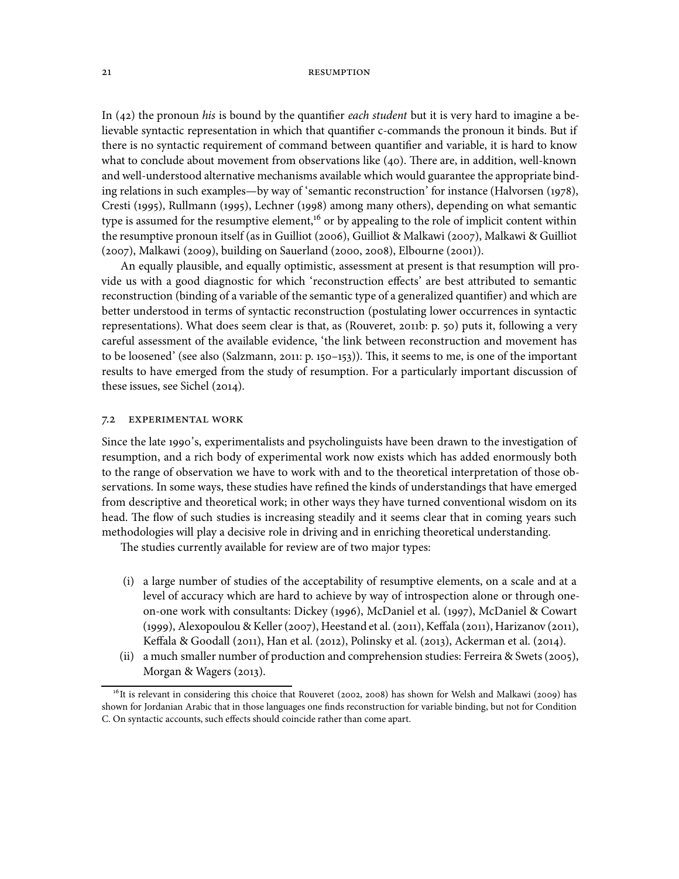In (42) the pronoun *his* is bound by the quantifier *each student* but it is very hard to imagine a believable syntactic representation in which that quantifier c-commands the pronoun it binds. But if there is no syntactic requirement of command between quantifier and variable, it is hard to know what to conclude about movement from observations like (40). There are, in addition, well-known and well-understood alternative mechanisms available which would guarantee the appropriate binding relations in such examples—by way of 'semantic reconstruction' for instance (Halvorsen (1978), Cresti (1995), Rullmann (1995), Lechner (1998) among many others), depending on what semantic type is assumed for the resumptive element,[16] or by appealing to the role of implicit content within the resumptive pronoun itself (as in Guilliot (2006), Guilliot & Malkawi (2007), Malkawi & Guilliot (2007), Malkawi (2009), building on Sauerland (2000, 2008), Elbourne (2001)).

An equally plausible, and equally optimistic, assessment at present is that resumption will provide us with a good diagnostic for which 'reconstruction effects' are best attributed to semantic reconstruction (binding of a variable of the semantic type of a generalized quantifier) and which are better understood in terms of syntactic reconstruction (postulating lower occurrences in syntactic representations). What does seem clear is that, as (Rouveret, 2011b: p. 50) puts it, following a very careful assessment of the available evidence, 'the link between reconstruction and movement has to be loosened' (see also (Salzmann, 2011: p. 150–153)). This, it seems to me, is one of the important results to have emerged from the study of resumption. For a particularly important discussion of these issues, see Sichel (2014).

### 7.2 Experimental Work

Since the late 1990's, experimentalists and psycholinguists have been drawn to the investigation of resumption, and a rich body of experimental work now exists which has added enormously both to the range of observation we have to work with and to the theoretical interpretation of those observations. In some ways, these studies have refined the kinds of understandings that have emerged from descriptive and theoretical work; in other ways they have turned conventional wisdom on its head. The flow of such studies is increasing steadily and it seems clear that in coming years such methodologies will play a decisive role in driving and in enriching theoretical understanding.

The studies currently available for review are of two major types:

(i) a large number of studies of the acceptability of resumptive elements, on a scale and at a level of accuracy which are hard to achieve by way of introspection alone or through one-on-one work with consultants: Dickey (1996), McDaniel et al. (1997), McDaniel & Cowart (1999), Alexopoulou & Keller (2007), Heestand et al. (2011), Keffala (2011), Harizanov (2011), Keffala & Goodall (2011), Han et al. (2012), Polinsky et al. (2013), Ackerman et al. (2014).

(ii) a much smaller number of production and comprehension studies: Ferreira & Swets (2005), Morgan & Wagers (2013).

[16] It is relevant in considering this choice that Rouveret (2002, 2008) has shown for Welsh and Malkawi (2009) has shown for Jordanian Arabic that in those languages one finds reconstruction for variable binding, but not for Condition C. On syntactic accounts, such effects should coincide rather than come apart.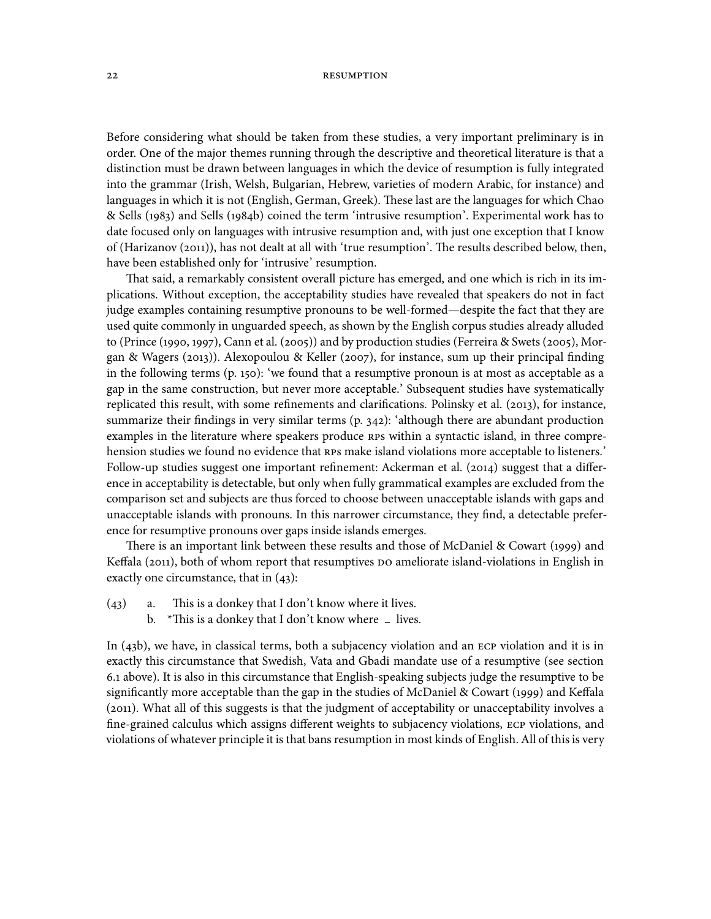Before considering what should be taken from these studies, a very important preliminary is in order. One of the major themes running through the descriptive and theoretical literature is that a distinction must be drawn between languages in which the device of resumption is fully integrated into the grammar (Irish, Welsh, Bulgarian, Hebrew, varieties of modern Arabic, for instance) and languages in which it is not (English, German, Greek). These last are the languages for which Chao & Sells (1983) and Sells (1984b) coined the term 'intrusive resumption'. Experimental work has to date focused only on languages with intrusive resumption and, with just one exception that I know of (Harizanov (2011)), has not dealt at all with 'true resumption'. The results described below, then, have been established only for 'intrusive' resumption.

That said, a remarkably consistent overall picture has emerged, and one which is rich in its implications. Without exception, the acceptability studies have revealed that speakers do not in fact judge examples containing resumptive pronouns to be well-formed—despite the fact that they are used quite commonly in unguarded speech, as shown by the English corpus studies already alluded to (Prince (1990, 1997), Cann et al. (2005)) and by production studies (Ferreira & Swets (2005), Morgan & Wagers (2013)). Alexopoulou & Keller (2007), for instance, sum up their principal finding in the following terms (p. 150): 'we found that a resumptive pronoun is at most as acceptable as a gap in the same construction, but never more acceptable.' Subsequent studies have systematically replicated this result, with some refinements and clarifications. Polinsky et al. (2013), for instance, summarize their findings in very similar terms (p. 342): 'although there are abundant production examples in the literature where speakers produce RPs within a syntactic island, in three comprehension studies we found no evidence that RPs make island violations more acceptable to listeners.' Follow-up studies suggest one important refinement: Ackerman et al. (2014) suggest that a difference in acceptability is detectable, but only when fully grammatical examples are excluded from the comparison set and subjects are thus forced to choose between unacceptable islands with gaps and unacceptable islands with pronouns. In this narrower circumstance, they find, a detectable preference for resumptive pronouns over gaps inside islands emerges.

There is an important link between these results and those of McDaniel & Cowart (1999) and Keffala (2011), both of whom report that resumptives DO ameliorate island-violations in English in exactly one circumstance, that in (43):

(43) a. This is a donkey that I don't know where it lives.
  b. *This is a donkey that I don't know where _ lives.

In (43b), we have, in classical terms, both a subjacency violation and an ECP violation and it is in exactly this circumstance that Swedish, Vata and Gbadi mandate use of a resumptive (see section 6.1 above). It is also in this circumstance that English-speaking subjects judge the resumptive to be significantly more acceptable than the gap in the studies of McDaniel & Cowart (1999) and Keffala (2011). What all of this suggests is that the judgment of acceptability or unacceptability involves a fine-grained calculus which assigns different weights to subjacency violations, ECP violations, and violations of whatever principle it is that bans resumption in most kinds of English. All of this is very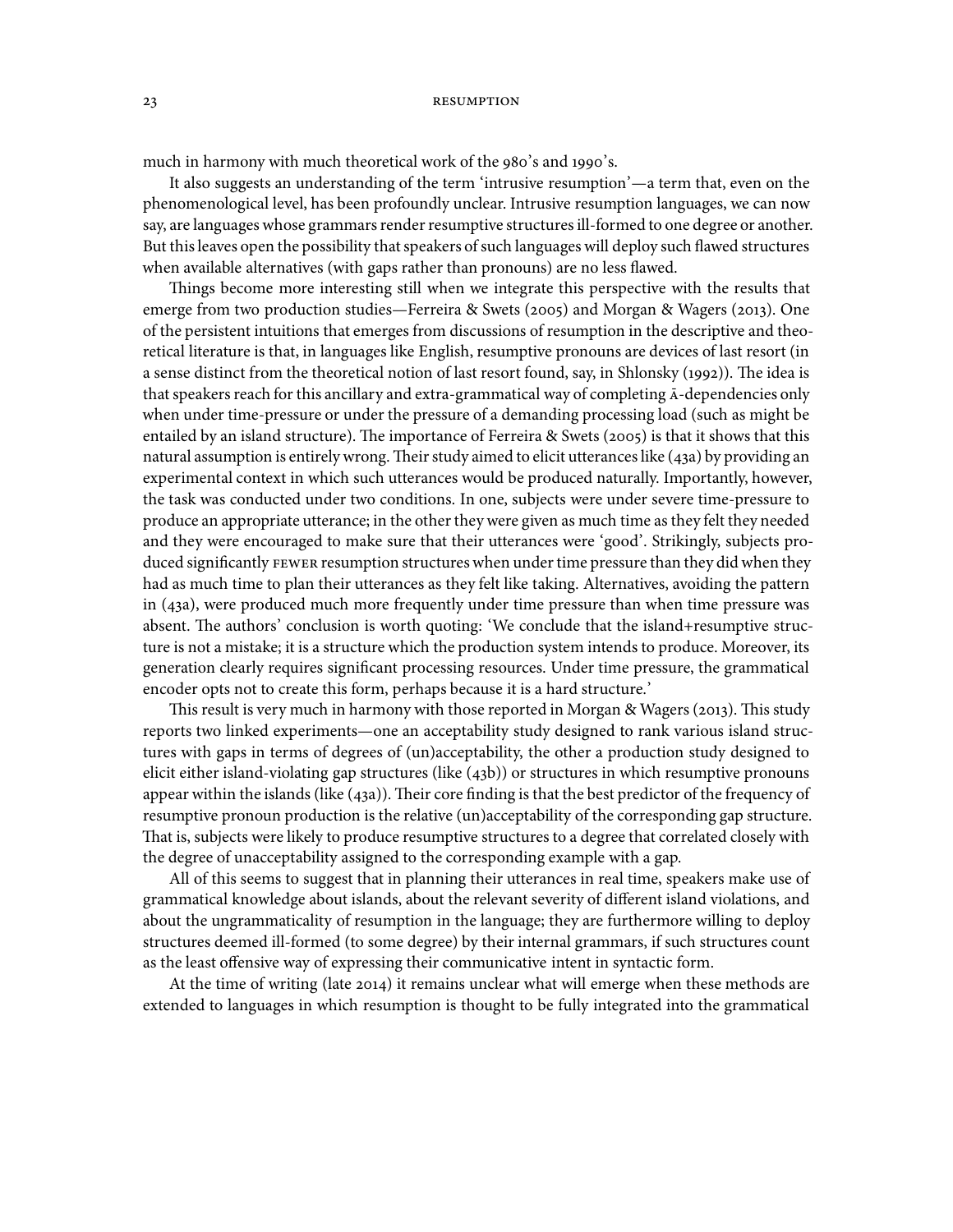much in harmony with much theoretical work of the 980's and 1990's.

It also suggests an understanding of the term 'intrusive resumption'—a term that, even on the phenomenological level, has been profoundly unclear. Intrusive resumption languages, we can now say, are languages whose grammars render resumptive structures ill-formed to one degree or another. But this leaves open the possibility that speakers of such languages will deploy such flawed structures when available alternatives (with gaps rather than pronouns) are no less flawed.

Things become more interesting still when we integrate this perspective with the results that emerge from two production studies—Ferreira & Swets (2005) and Morgan & Wagers (2013). One of the persistent intuitions that emerges from discussions of resumption in the descriptive and theoretical literature is that, in languages like English, resumptive pronouns are devices of last resort (in a sense distinct from the theoretical notion of last resort found, say, in Shlonsky (1992)). The idea is that speakers reach for this ancillary and extra-grammatical way of completing Ā-dependencies only when under time-pressure or under the pressure of a demanding processing load (such as might be entailed by an island structure). The importance of Ferreira & Swets (2005) is that it shows that this natural assumption is entirely wrong. Their study aimed to elicit utterances like (43a) by providing an experimental context in which such utterances would be produced naturally. Importantly, however, the task was conducted under two conditions. In one, subjects were under severe time-pressure to produce an appropriate utterance; in the other they were given as much time as they felt they needed and they were encouraged to make sure that their utterances were 'good'. Strikingly, subjects produced significantly FEWER resumption structures when under time pressure than they did when they had as much time to plan their utterances as they felt like taking. Alternatives, avoiding the pattern in (43a), were produced much more frequently under time pressure than when time pressure was absent. The authors' conclusion is worth quoting: 'We conclude that the island+resumptive structure is not a mistake; it is a structure which the production system intends to produce. Moreover, its generation clearly requires significant processing resources. Under time pressure, the grammatical encoder opts not to create this form, perhaps because it is a hard structure.'

This result is very much in harmony with those reported in Morgan & Wagers (2013). This study reports two linked experiments—one an acceptability study designed to rank various island structures with gaps in terms of degrees of (un)acceptability, the other a production study designed to elicit either island-violating gap structures (like (43b)) or structures in which resumptive pronouns appear within the islands (like (43a)). Their core finding is that the best predictor of the frequency of resumptive pronoun production is the relative (un)acceptability of the corresponding gap structure. That is, subjects were likely to produce resumptive structures to a degree that correlated closely with the degree of unacceptability assigned to the corresponding example with a gap.

All of this seems to suggest that in planning their utterances in real time, speakers make use of grammatical knowledge about islands, about the relevant severity of different island violations, and about the ungrammaticality of resumption in the language; they are furthermore willing to deploy structures deemed ill-formed (to some degree) by their internal grammars, if such structures count as the least offensive way of expressing their communicative intent in syntactic form.

At the time of writing (late 2014) it remains unclear what will emerge when these methods are extended to languages in which resumption is thought to be fully integrated into the grammatical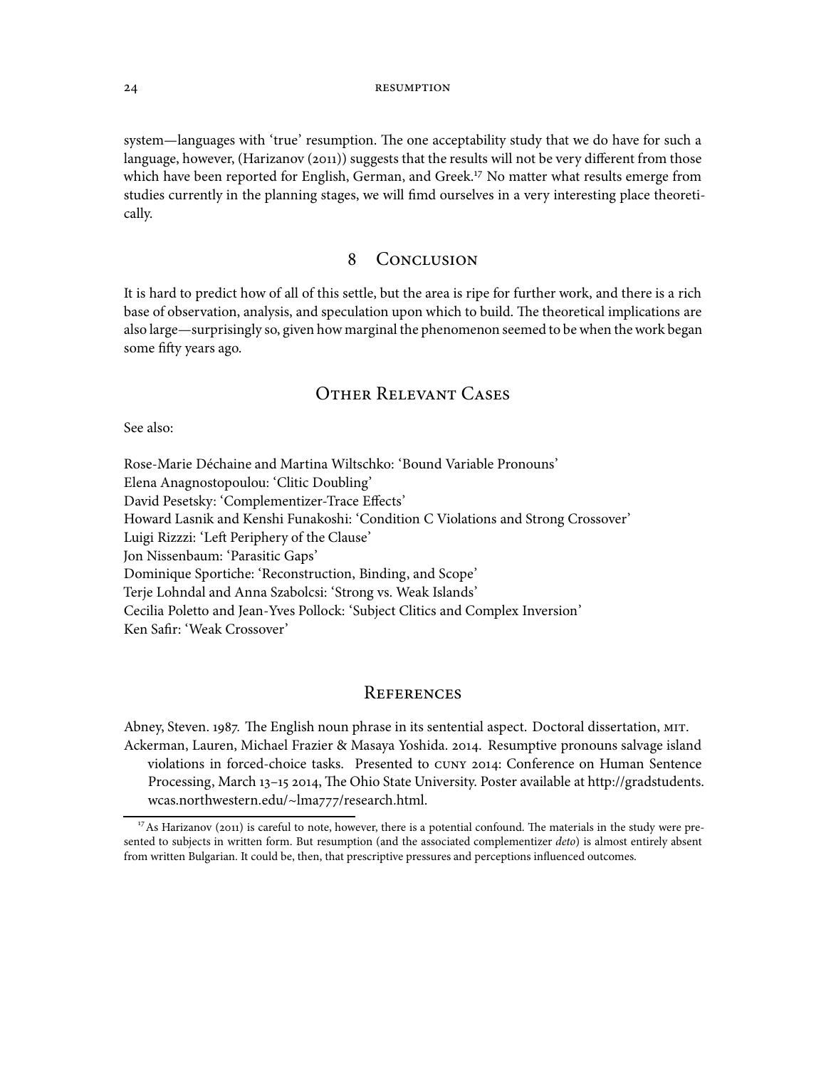system—languages with 'true' resumption. The one acceptability study that we do have for such a language, however, (Harizanov (2011)) suggests that the results will not be very different from those which have been reported for English, German, and Greek.[17] No matter what results emerge from studies currently in the planning stages, we will fimd ourselves in a very interesting place theoretically.

## 8 Conclusion

It is hard to predict how of all of this settle, but the area is ripe for further work, and there is a rich base of observation, analysis, and speculation upon which to build. The theoretical implications are also large—surprisingly so, given how marginal the phenomenon seemed to be when the work began some fifty years ago.

## Other Relevant Cases

See also:

Rose-Marie Déchaine and Martina Wiltschko: 'Bound Variable Pronouns'
Elena Anagnostopoulou: 'Clitic Doubling'
David Pesetsky: 'Complementizer-Trace Effects'
Howard Lasnik and Kenshi Funakoshi: 'Condition C Violations and Strong Crossover'
Luigi Rizzzi: 'Left Periphery of the Clause'
Jon Nissenbaum: 'Parasitic Gaps'
Dominique Sportiche: 'Reconstruction, Binding, and Scope'
Terje Lohndal and Anna Szabolcsi: 'Strong vs. Weak Islands'
Cecilia Poletto and Jean-Yves Pollock: 'Subject Clitics and Complex Inversion'
Ken Safir: 'Weak Crossover'

## References

Abney, Steven. 1987. The English noun phrase in its sentential aspect. Doctoral dissertation, MIT.

Ackerman, Lauren, Michael Frazier & Masaya Yoshida. 2014. Resumptive pronouns salvage island violations in forced-choice tasks. Presented to CUNY 2014: Conference on Human Sentence Processing, March 13–15 2014, The Ohio State University. Poster available at http://gradstudents.wcas.northwestern.edu/~lma777/research.html.

[17] As Harizanov (2011) is careful to note, however, there is a potential confound. The materials in the study were presented to subjects in written form. But resumption (and the associated complementizer *deto*) is almost entirely absent from written Bulgarian. It could be, then, that prescriptive pressures and perceptions influenced outcomes.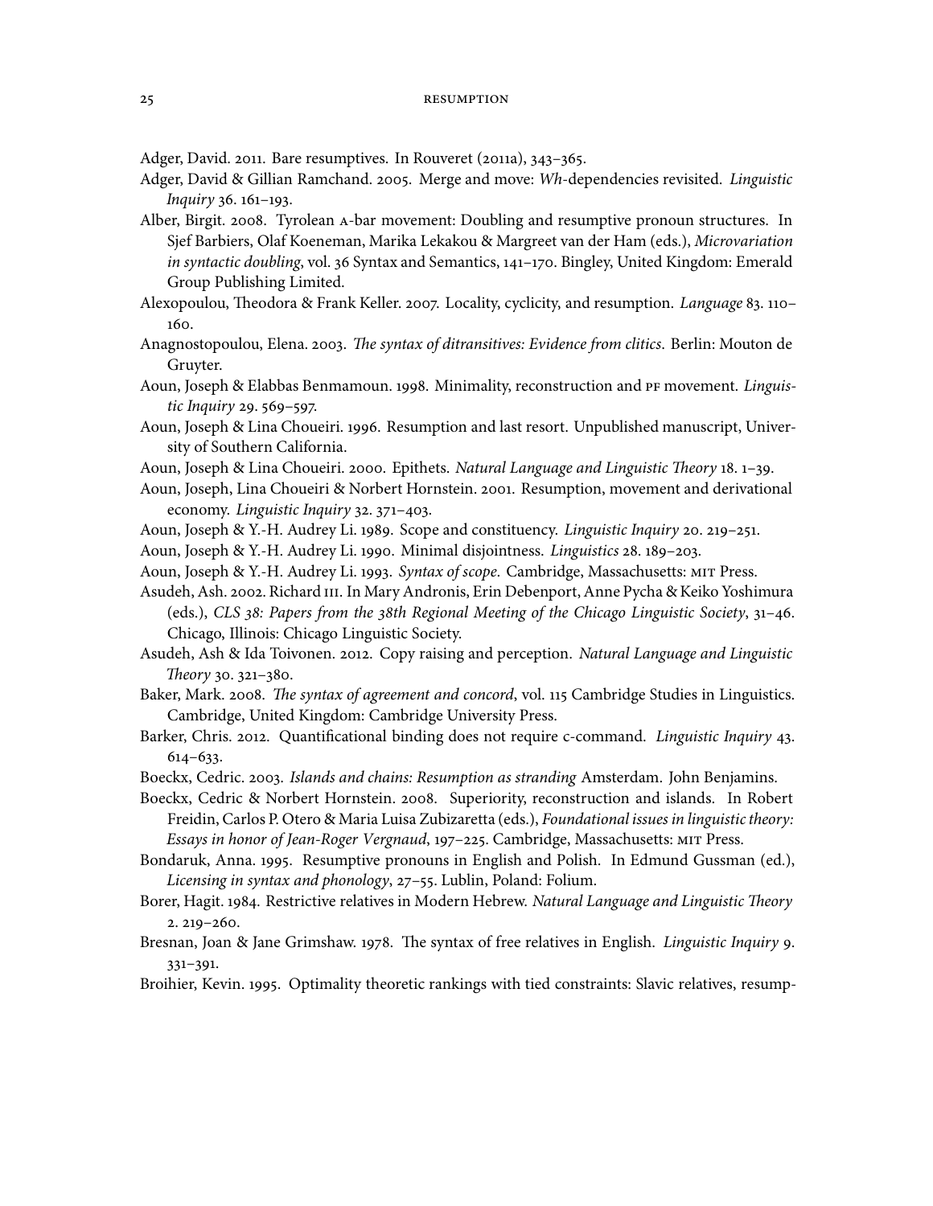Adger, David. 2011. Bare resumptives. In Rouveret (2011a), 343–365.

Adger, David & Gillian Ramchand. 2005. Merge and move: *Wh*-dependencies revisited. *Linguistic Inquiry* 36. 161–193.

Alber, Birgit. 2008. Tyrolean A-bar movement: Doubling and resumptive pronoun structures. In Sjef Barbiers, Olaf Koeneman, Marika Lekakou & Margreet van der Ham (eds.), *Microvariation in syntactic doubling*, vol. 36 Syntax and Semantics, 141–170. Bingley, United Kingdom: Emerald Group Publishing Limited.

Alexopoulou, Theodora & Frank Keller. 2007. Locality, cyclicity, and resumption. *Language* 83. 110–160.

Anagnostopoulou, Elena. 2003. *The syntax of ditransitives: Evidence from clitics*. Berlin: Mouton de Gruyter.

Aoun, Joseph & Elabbas Benmamoun. 1998. Minimality, reconstruction and PF movement. *Linguistic Inquiry* 29. 569–597.

Aoun, Joseph & Lina Choueiri. 1996. Resumption and last resort. Unpublished manuscript, University of Southern California.

Aoun, Joseph & Lina Choueiri. 2000. Epithets. *Natural Language and Linguistic Theory* 18. 1–39.

Aoun, Joseph, Lina Choueiri & Norbert Hornstein. 2001. Resumption, movement and derivational economy. *Linguistic Inquiry* 32. 371–403.

Aoun, Joseph & Y.-H. Audrey Li. 1989. Scope and constituency. *Linguistic Inquiry* 20. 219–251.

Aoun, Joseph & Y.-H. Audrey Li. 1990. Minimal disjointness. *Linguistics* 28. 189–203.

Aoun, Joseph & Y.-H. Audrey Li. 1993. *Syntax of scope*. Cambridge, Massachusetts: MIT Press.

Asudeh, Ash. 2002. Richard III. In Mary Andronis, Erin Debenport, Anne Pycha & Keiko Yoshimura (eds.), *CLS 38: Papers from the 38th Regional Meeting of the Chicago Linguistic Society*, 31–46. Chicago, Illinois: Chicago Linguistic Society.

Asudeh, Ash & Ida Toivonen. 2012. Copy raising and perception. *Natural Language and Linguistic Theory* 30. 321–380.

Baker, Mark. 2008. *The syntax of agreement and concord*, vol. 115 Cambridge Studies in Linguistics. Cambridge, United Kingdom: Cambridge University Press.

Barker, Chris. 2012. Quantificational binding does not require c-command. *Linguistic Inquiry* 43. 614–633.

Boeckx, Cedric. 2003. *Islands and chains: Resumption as stranding* Amsterdam. John Benjamins.

Boeckx, Cedric & Norbert Hornstein. 2008. Superiority, reconstruction and islands. In Robert Freidin, Carlos P. Otero & Maria Luisa Zubizaretta (eds.), *Foundational issues in linguistic theory: Essays in honor of Jean-Roger Vergnaud*, 197–225. Cambridge, Massachusetts: MIT Press.

Bondaruk, Anna. 1995. Resumptive pronouns in English and Polish. In Edmund Gussman (ed.), *Licensing in syntax and phonology*, 27–55. Lublin, Poland: Folium.

Borer, Hagit. 1984. Restrictive relatives in Modern Hebrew. *Natural Language and Linguistic Theory* 2. 219–260.

Bresnan, Joan & Jane Grimshaw. 1978. The syntax of free relatives in English. *Linguistic Inquiry* 9. 331–391.

Broihier, Kevin. 1995. Optimality theoretic rankings with tied constraints: Slavic relatives, resump-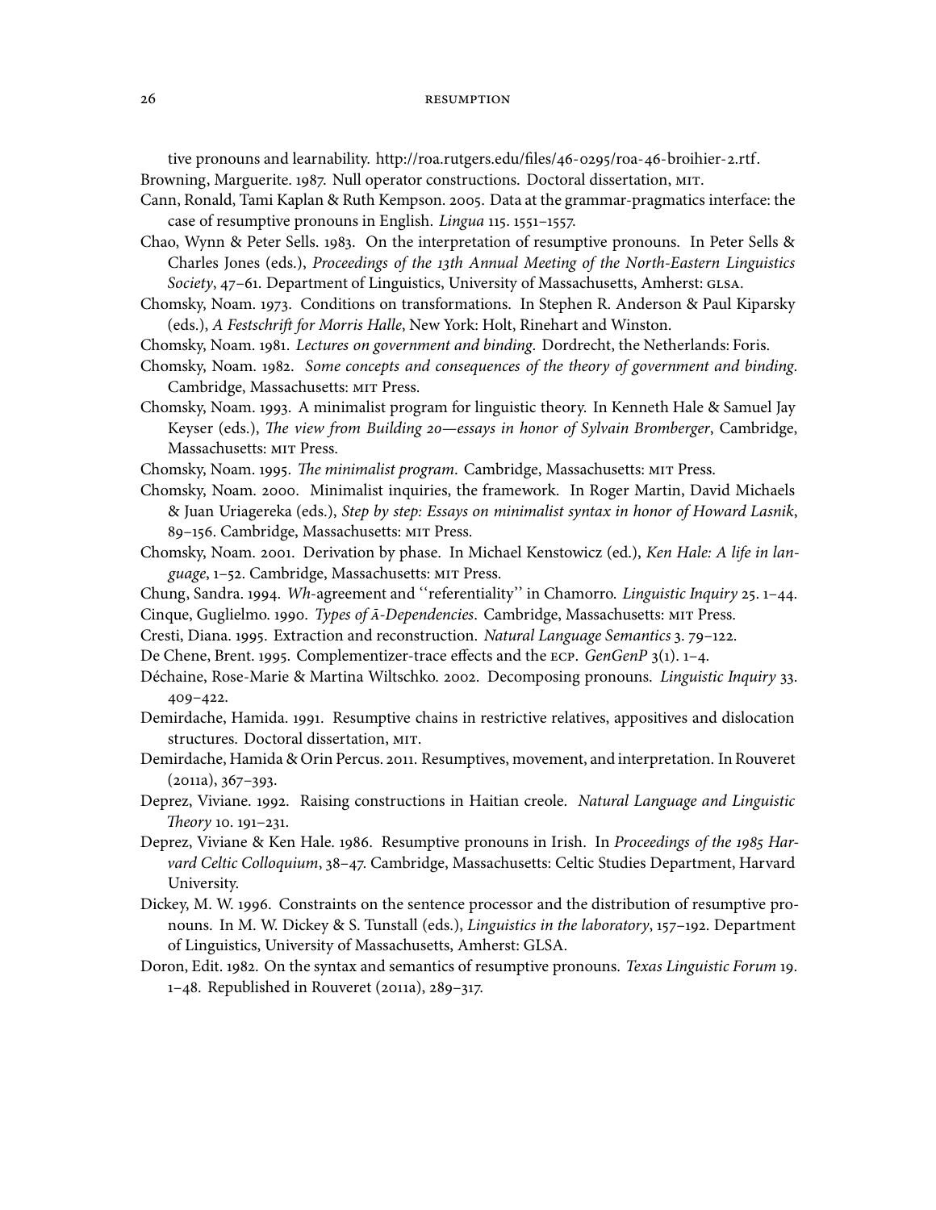tive pronouns and learnability. http://roa.rutgers.edu/files/46-0295/roa-46-broihier-2.rtf.

Browning, Marguerite. 1987. Null operator constructions. Doctoral dissertation, MIT.

Cann, Ronald, Tami Kaplan & Ruth Kempson. 2005. Data at the grammar-pragmatics interface: the case of resumptive pronouns in English. *Lingua* 115. 1551–1557.

Chao, Wynn & Peter Sells. 1983. On the interpretation of resumptive pronouns. In Peter Sells & Charles Jones (eds.), *Proceedings of the 13th Annual Meeting of the North-Eastern Linguistics Society*, 47–61. Department of Linguistics, University of Massachusetts, Amherst: GLSA.

Chomsky, Noam. 1973. Conditions on transformations. In Stephen R. Anderson & Paul Kiparsky (eds.), *A Festschrift for Morris Halle*, New York: Holt, Rinehart and Winston.

Chomsky, Noam. 1981. *Lectures on government and binding.* Dordrecht, the Netherlands: Foris.

Chomsky, Noam. 1982. *Some concepts and consequences of the theory of government and binding.* Cambridge, Massachusetts: MIT Press.

Chomsky, Noam. 1993. A minimalist program for linguistic theory. In Kenneth Hale & Samuel Jay Keyser (eds.), *The view from Building 20—essays in honor of Sylvain Bromberger*, Cambridge, Massachusetts: MIT Press.

Chomsky, Noam. 1995. *The minimalist program.* Cambridge, Massachusetts: MIT Press.

Chomsky, Noam. 2000. Minimalist inquiries, the framework. In Roger Martin, David Michaels & Juan Uriagereka (eds.), *Step by step: Essays on minimalist syntax in honor of Howard Lasnik*, 89–156. Cambridge, Massachusetts: MIT Press.

Chomsky, Noam. 2001. Derivation by phase. In Michael Kenstowicz (ed.), *Ken Hale: A life in language*, 1–52. Cambridge, Massachusetts: MIT Press.

Chung, Sandra. 1994. *Wh*-agreement and ''referentiality'' in Chamorro. *Linguistic Inquiry* 25. 1–44.

Cinque, Guglielmo. 1990. *Types of Ā-Dependencies*. Cambridge, Massachusetts: MIT Press.

Cresti, Diana. 1995. Extraction and reconstruction. *Natural Language Semantics* 3. 79–122.

De Chene, Brent. 1995. Complementizer-trace effects and the ECP. *GenGenP* 3(1). 1–4.

Déchaine, Rose-Marie & Martina Wiltschko. 2002. Decomposing pronouns. *Linguistic Inquiry* 33. 409–422.

Demirdache, Hamida. 1991. Resumptive chains in restrictive relatives, appositives and dislocation structures. Doctoral dissertation, MIT.

Demirdache, Hamida & Orin Percus. 2011. Resumptives, movement, and interpretation. In Rouveret (2011a), 367–393.

Deprez, Viviane. 1992. Raising constructions in Haitian creole. *Natural Language and Linguistic Theory* 10. 191–231.

Deprez, Viviane & Ken Hale. 1986. Resumptive pronouns in Irish. In *Proceedings of the 1985 Harvard Celtic Colloquium*, 38–47. Cambridge, Massachusetts: Celtic Studies Department, Harvard University.

Dickey, M. W. 1996. Constraints on the sentence processor and the distribution of resumptive pronouns. In M. W. Dickey & S. Tunstall (eds.), *Linguistics in the laboratory*, 157–192. Department of Linguistics, University of Massachusetts, Amherst: GLSA.

Doron, Edit. 1982. On the syntax and semantics of resumptive pronouns. *Texas Linguistic Forum* 19. 1–48. Republished in Rouveret (2011a), 289–317.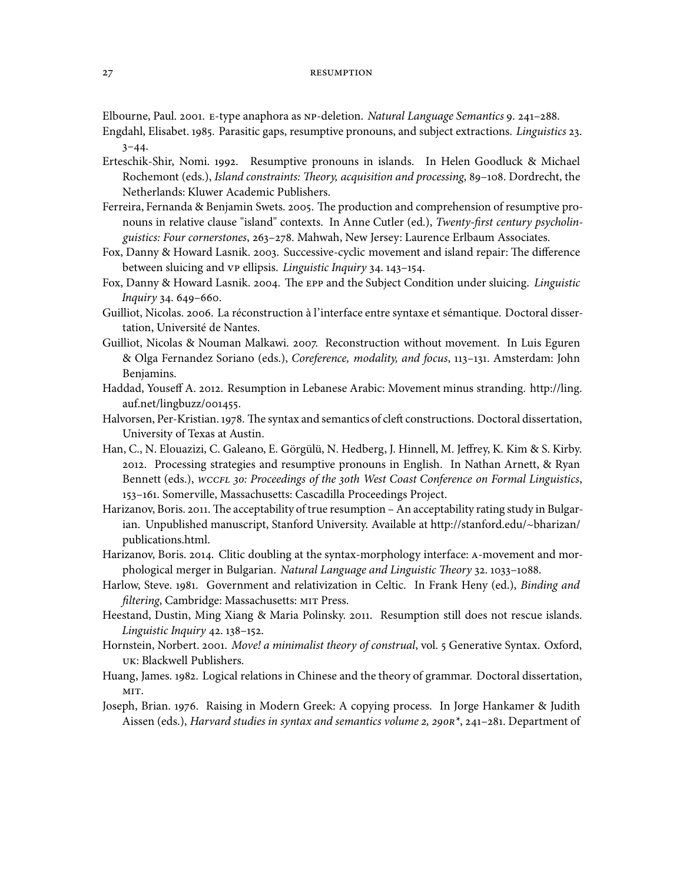Elbourne, Paul. 2001. E-type anaphora as NP-deletion. *Natural Language Semantics* 9. 241–288.

Engdahl, Elisabet. 1985. Parasitic gaps, resumptive pronouns, and subject extractions. *Linguistics* 23. 3–44.

Erteschik-Shir, Nomi. 1992. Resumptive pronouns in islands. In Helen Goodluck & Michael Rochemont (eds.), *Island constraints: Theory, acquisition and processing*, 89–108. Dordrecht, the Netherlands: Kluwer Academic Publishers.

Ferreira, Fernanda & Benjamin Swets. 2005. The production and comprehension of resumptive pronouns in relative clause "island" contexts. In Anne Cutler (ed.), *Twenty-first century psycholinguistics: Four cornerstones*, 263–278. Mahwah, New Jersey: Laurence Erlbaum Associates.

Fox, Danny & Howard Lasnik. 2003. Successive-cyclic movement and island repair: The difference between sluicing and VP ellipsis. *Linguistic Inquiry* 34. 143–154.

Fox, Danny & Howard Lasnik. 2004. The EPP and the Subject Condition under sluicing. *Linguistic Inquiry* 34. 649–660.

Guilliot, Nicolas. 2006. La réconstruction à l'interface entre syntaxe et sémantique. Doctoral dissertation, Université de Nantes.

Guilliot, Nicolas & Nouman Malkawi. 2007. Reconstruction without movement. In Luis Eguren & Olga Fernandez Soriano (eds.), *Coreference, modality, and focus*, 113–131. Amsterdam: John Benjamins.

Haddad, Youseff A. 2012. Resumption in Lebanese Arabic: Movement minus stranding. http://ling.auf.net/lingbuzz/001455.

Halvorsen, Per-Kristian. 1978. The syntax and semantics of cleft constructions. Doctoral dissertation, University of Texas at Austin.

Han, C., N. Elouazizi, C. Galeano, E. Görgülü, N. Hedberg, J. Hinnell, M. Jeffrey, K. Kim & S. Kirby. 2012. Processing strategies and resumptive pronouns in English. In Nathan Arnett, & Ryan Bennett (eds.), *WCCFL 30: Proceedings of the 30th West Coast Conference on Formal Linguistics*, 153–161. Somerville, Massachusetts: Cascadilla Proceedings Project.

Harizanov, Boris. 2011. The acceptability of true resumption – An acceptability rating study in Bulgarian. Unpublished manuscript, Stanford University. Available at http://stanford.edu/~bharizan/publications.html.

Harizanov, Boris. 2014. Clitic doubling at the syntax-morphology interface: A-movement and morphological merger in Bulgarian. *Natural Language and Linguistic Theory* 32. 1033–1088.

Harlow, Steve. 1981. Government and relativization in Celtic. In Frank Heny (ed.), *Binding and filtering*, Cambridge: Massachusetts: MIT Press.

Heestand, Dustin, Ming Xiang & Maria Polinsky. 2011. Resumption still does not rescue islands. *Linguistic Inquiry* 42. 138–152.

Hornstein, Norbert. 2001. *Move! a minimalist theory of construal*, vol. 5 Generative Syntax. Oxford, UK: Blackwell Publishers.

Huang, James. 1982. Logical relations in Chinese and the theory of grammar. Doctoral dissertation, MIT.

Joseph, Brian. 1976. Raising in Modern Greek: A copying process. In Jorge Hankamer & Judith Aissen (eds.), *Harvard studies in syntax and semantics volume 2, 290R\**, 241–281. Department of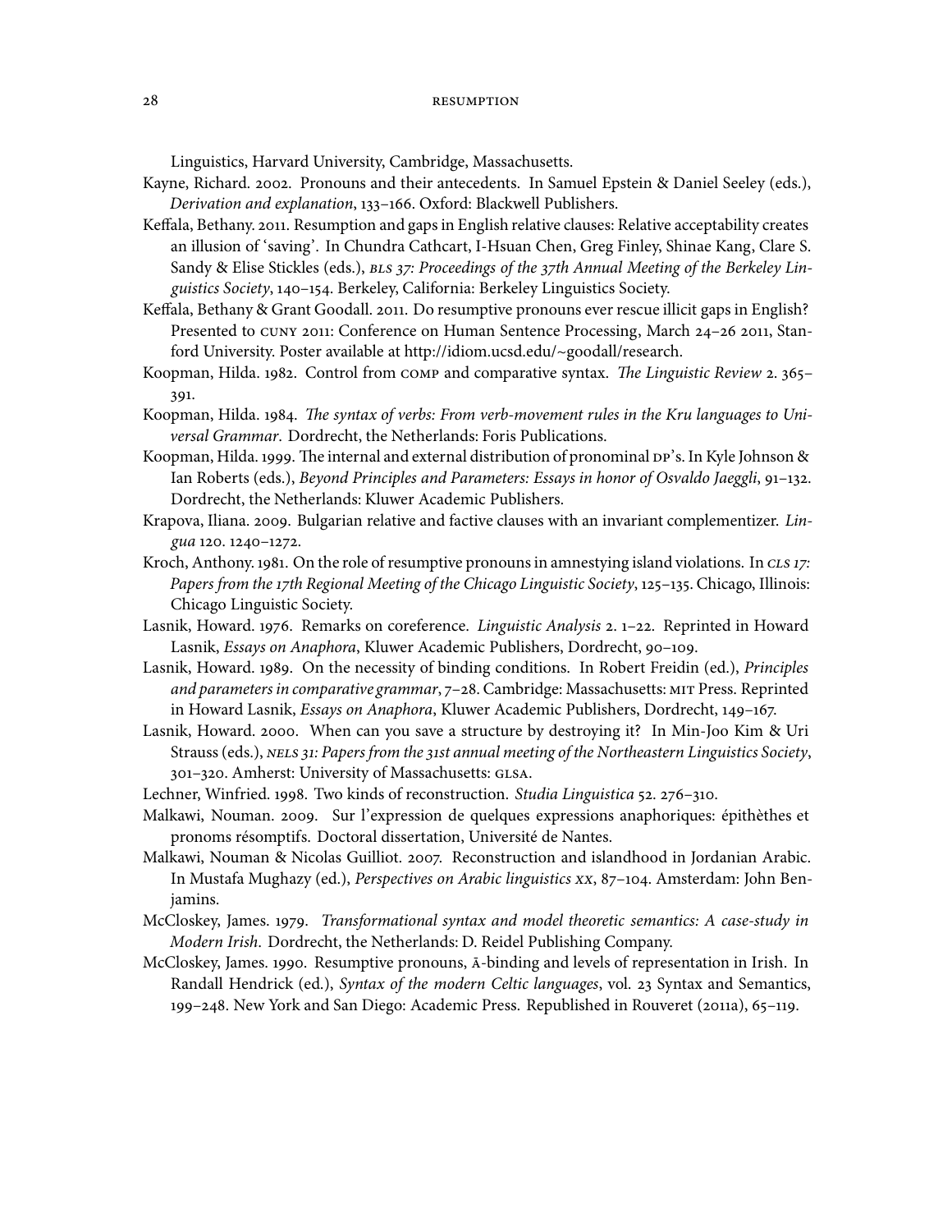Linguistics, Harvard University, Cambridge, Massachusetts.

Kayne, Richard. 2002. Pronouns and their antecedents. In Samuel Epstein & Daniel Seeley (eds.), *Derivation and explanation*, 133–166. Oxford: Blackwell Publishers.

Keffala, Bethany. 2011. Resumption and gaps in English relative clauses: Relative acceptability creates an illusion of 'saving'. In Chundra Cathcart, I-Hsuan Chen, Greg Finley, Shinae Kang, Clare S. Sandy & Elise Stickles (eds.), *BLS 37: Proceedings of the 37th Annual Meeting of the Berkeley Linguistics Society*, 140–154. Berkeley, California: Berkeley Linguistics Society.

Keffala, Bethany & Grant Goodall. 2011. Do resumptive pronouns ever rescue illicit gaps in English? Presented to CUNY 2011: Conference on Human Sentence Processing, March 24–26 2011, Stanford University. Poster available at http://idiom.ucsd.edu/~goodall/research.

Koopman, Hilda. 1982. Control from COMP and comparative syntax. *The Linguistic Review* 2. 365–391.

Koopman, Hilda. 1984. *The syntax of verbs: From verb-movement rules in the Kru languages to Universal Grammar*. Dordrecht, the Netherlands: Foris Publications.

Koopman, Hilda. 1999. The internal and external distribution of pronominal DP's. In Kyle Johnson & Ian Roberts (eds.), *Beyond Principles and Parameters: Essays in honor of Osvaldo Jaeggli*, 91–132. Dordrecht, the Netherlands: Kluwer Academic Publishers.

Krapova, Iliana. 2009. Bulgarian relative and factive clauses with an invariant complementizer. *Lingua* 120. 1240–1272.

Kroch, Anthony. 1981. On the role of resumptive pronouns in amnestying island violations. In *CLS 17: Papers from the 17th Regional Meeting of the Chicago Linguistic Society*, 125–135. Chicago, Illinois: Chicago Linguistic Society.

Lasnik, Howard. 1976. Remarks on coreference. *Linguistic Analysis* 2. 1–22. Reprinted in Howard Lasnik, *Essays on Anaphora*, Kluwer Academic Publishers, Dordrecht, 90–109.

Lasnik, Howard. 1989. On the necessity of binding conditions. In Robert Freidin (ed.), *Principles and parameters in comparative grammar*, 7–28. Cambridge: Massachusetts: MIT Press. Reprinted in Howard Lasnik, *Essays on Anaphora*, Kluwer Academic Publishers, Dordrecht, 149–167.

Lasnik, Howard. 2000. When can you save a structure by destroying it? In Min-Joo Kim & Uri Strauss (eds.), *NELS 31: Papers from the 31st annual meeting of the Northeastern Linguistics Society*, 301–320. Amherst: University of Massachusetts: GLSA.

Lechner, Winfried. 1998. Two kinds of reconstruction. *Studia Linguistica* 52. 276–310.

Malkawi, Nouman. 2009. Sur l'expression de quelques expressions anaphoriques: épithèthes et pronoms résomptifs. Doctoral dissertation, Université de Nantes.

Malkawi, Nouman & Nicolas Guilliot. 2007. Reconstruction and islandhood in Jordanian Arabic. In Mustafa Mughazy (ed.), *Perspectives on Arabic linguistics XX*, 87–104. Amsterdam: John Benjamins.

McCloskey, James. 1979. *Transformational syntax and model theoretic semantics: A case-study in Modern Irish*. Dordrecht, the Netherlands: D. Reidel Publishing Company.

McCloskey, James. 1990. Resumptive pronouns, Ā-binding and levels of representation in Irish. In Randall Hendrick (ed.), *Syntax of the modern Celtic languages*, vol. 23 Syntax and Semantics, 199–248. New York and San Diego: Academic Press. Republished in Rouveret (2011a), 65–119.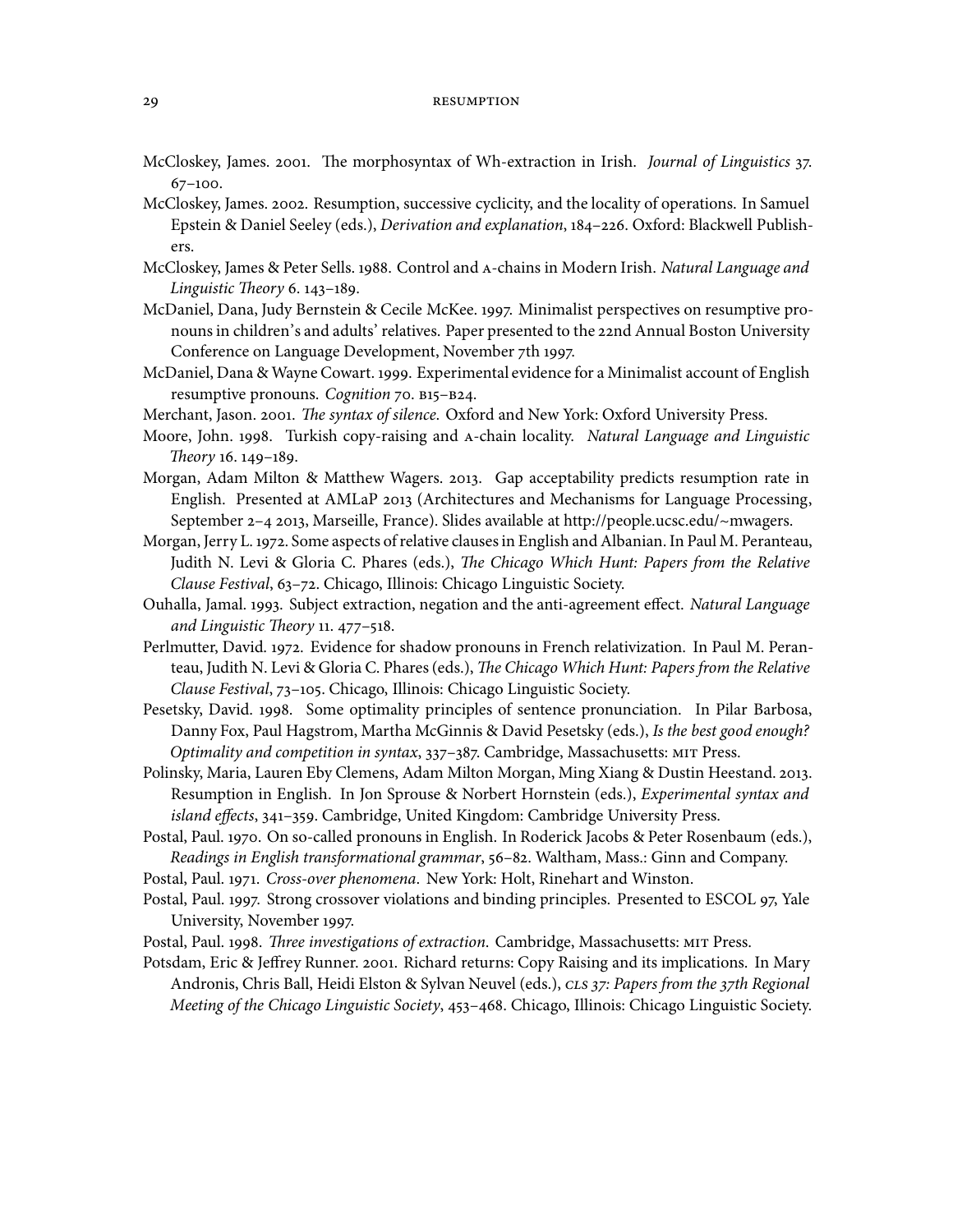McCloskey, James. 2001. The morphosyntax of Wh-extraction in Irish. *Journal of Linguistics* 37. 67–100.

McCloskey, James. 2002. Resumption, successive cyclicity, and the locality of operations. In Samuel Epstein & Daniel Seeley (eds.), *Derivation and explanation*, 184–226. Oxford: Blackwell Publishers.

McCloskey, James & Peter Sells. 1988. Control and A-chains in Modern Irish. *Natural Language and Linguistic Theory* 6. 143–189.

McDaniel, Dana, Judy Bernstein & Cecile McKee. 1997. Minimalist perspectives on resumptive pronouns in children's and adults' relatives. Paper presented to the 22nd Annual Boston University Conference on Language Development, November 7th 1997.

McDaniel, Dana & Wayne Cowart. 1999. Experimental evidence for a Minimalist account of English resumptive pronouns. *Cognition* 70. B15–B24.

Merchant, Jason. 2001. *The syntax of silence*. Oxford and New York: Oxford University Press.

Moore, John. 1998. Turkish copy-raising and A-chain locality. *Natural Language and Linguistic Theory* 16. 149–189.

Morgan, Adam Milton & Matthew Wagers. 2013. Gap acceptability predicts resumption rate in English. Presented at AMLaP 2013 (Architectures and Mechanisms for Language Processing, September 2–4 2013, Marseille, France). Slides available at http://people.ucsc.edu/~mwagers.

Morgan, Jerry L. 1972. Some aspects of relative clauses in English and Albanian. In Paul M. Peranteau, Judith N. Levi & Gloria C. Phares (eds.), *The Chicago Which Hunt: Papers from the Relative Clause Festival*, 63–72. Chicago, Illinois: Chicago Linguistic Society.

Ouhalla, Jamal. 1993. Subject extraction, negation and the anti-agreement effect. *Natural Language and Linguistic Theory* 11. 477–518.

Perlmutter, David. 1972. Evidence for shadow pronouns in French relativization. In Paul M. Peranteau, Judith N. Levi & Gloria C. Phares (eds.), *The Chicago Which Hunt: Papers from the Relative Clause Festival*, 73–105. Chicago, Illinois: Chicago Linguistic Society.

Pesetsky, David. 1998. Some optimality principles of sentence pronunciation. In Pilar Barbosa, Danny Fox, Paul Hagstrom, Martha McGinnis & David Pesetsky (eds.), *Is the best good enough? Optimality and competition in syntax*, 337–387. Cambridge, Massachusetts: MIT Press.

Polinsky, Maria, Lauren Eby Clemens, Adam Milton Morgan, Ming Xiang & Dustin Heestand. 2013. Resumption in English. In Jon Sprouse & Norbert Hornstein (eds.), *Experimental syntax and island effects*, 341–359. Cambridge, United Kingdom: Cambridge University Press.

Postal, Paul. 1970. On so-called pronouns in English. In Roderick Jacobs & Peter Rosenbaum (eds.), *Readings in English transformational grammar*, 56–82. Waltham, Mass.: Ginn and Company.

Postal, Paul. 1971. *Cross-over phenomena*. New York: Holt, Rinehart and Winston.

Postal, Paul. 1997. Strong crossover violations and binding principles. Presented to ESCOL 97, Yale University, November 1997.

Postal, Paul. 1998. *Three investigations of extraction*. Cambridge, Massachusetts: MIT Press.

Potsdam, Eric & Jeffrey Runner. 2001. Richard returns: Copy Raising and its implications. In Mary Andronis, Chris Ball, Heidi Elston & Sylvan Neuvel (eds.), *CLS 37: Papers from the 37th Regional Meeting of the Chicago Linguistic Society*, 453–468. Chicago, Illinois: Chicago Linguistic Society.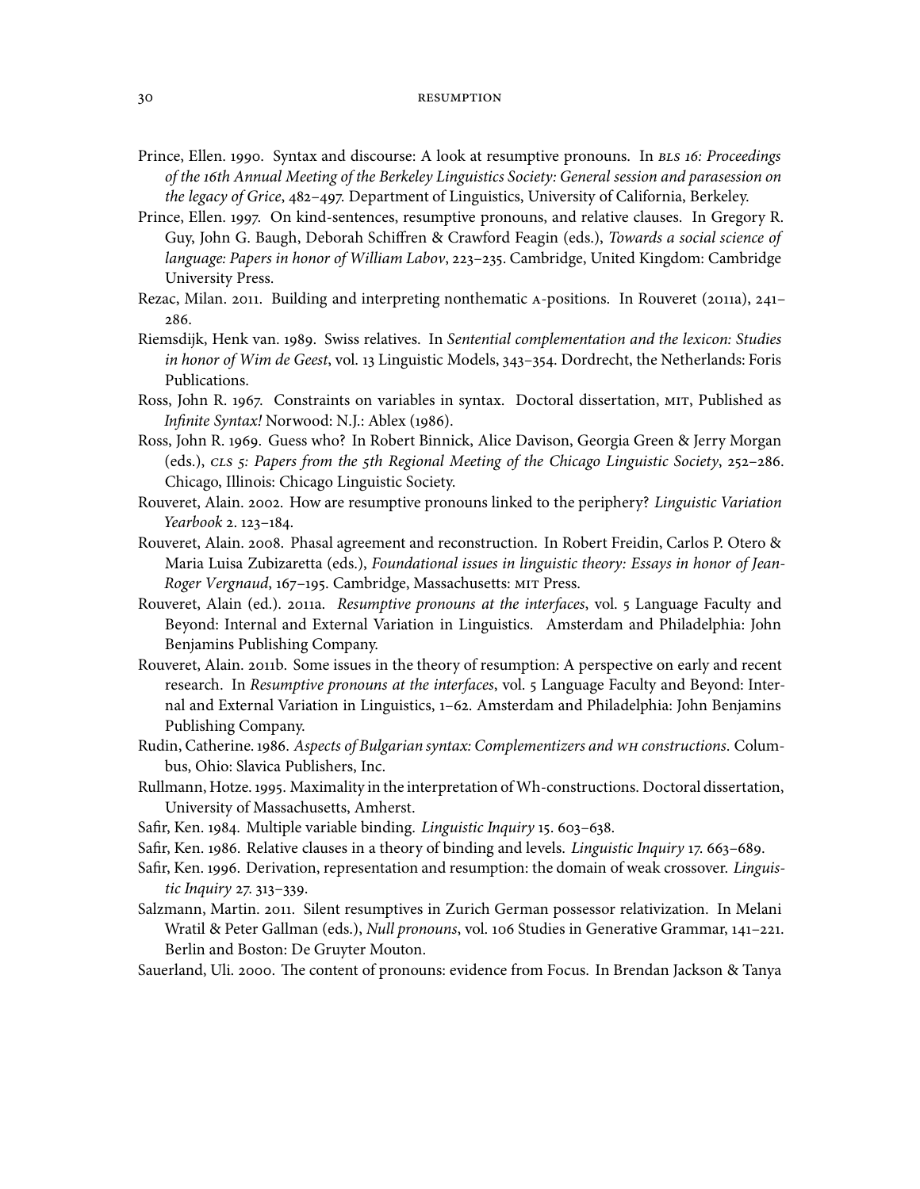Prince, Ellen. 1990. Syntax and discourse: A look at resumptive pronouns. In *BLS 16: Proceedings of the 16th Annual Meeting of the Berkeley Linguistics Society: General session and parasession on the legacy of Grice*, 482–497. Department of Linguistics, University of California, Berkeley.

Prince, Ellen. 1997. On kind-sentences, resumptive pronouns, and relative clauses. In Gregory R. Guy, John G. Baugh, Deborah Schiffren & Crawford Feagin (eds.), *Towards a social science of language: Papers in honor of William Labov*, 223–235. Cambridge, United Kingdom: Cambridge University Press.

Rezac, Milan. 2011. Building and interpreting nonthematic A-positions. In Rouveret (2011a), 241–286.

Riemsdijk, Henk van. 1989. Swiss relatives. In *Sentential complementation and the lexicon: Studies in honor of Wim de Geest*, vol. 13 Linguistic Models, 343–354. Dordrecht, the Netherlands: Foris Publications.

Ross, John R. 1967. Constraints on variables in syntax. Doctoral dissertation, MIT, Published as *Infinite Syntax!* Norwood: N.J.: Ablex (1986).

Ross, John R. 1969. Guess who? In Robert Binnick, Alice Davison, Georgia Green & Jerry Morgan (eds.), *CLS 5: Papers from the 5th Regional Meeting of the Chicago Linguistic Society*, 252–286. Chicago, Illinois: Chicago Linguistic Society.

Rouveret, Alain. 2002. How are resumptive pronouns linked to the periphery? *Linguistic Variation Yearbook* 2. 123–184.

Rouveret, Alain. 2008. Phasal agreement and reconstruction. In Robert Freidin, Carlos P. Otero & Maria Luisa Zubizaretta (eds.), *Foundational issues in linguistic theory: Essays in honor of Jean-Roger Vergnaud*, 167–195. Cambridge, Massachusetts: MIT Press.

Rouveret, Alain (ed.). 2011a. *Resumptive pronouns at the interfaces*, vol. 5 Language Faculty and Beyond: Internal and External Variation in Linguistics. Amsterdam and Philadelphia: John Benjamins Publishing Company.

Rouveret, Alain. 2011b. Some issues in the theory of resumption: A perspective on early and recent research. In *Resumptive pronouns at the interfaces*, vol. 5 Language Faculty and Beyond: Internal and External Variation in Linguistics, 1–62. Amsterdam and Philadelphia: John Benjamins Publishing Company.

Rudin, Catherine. 1986. *Aspects of Bulgarian syntax: Complementizers and WH constructions*. Columbus, Ohio: Slavica Publishers, Inc.

Rullmann, Hotze. 1995. Maximality in the interpretation of Wh-constructions. Doctoral dissertation, University of Massachusetts, Amherst.

Safir, Ken. 1984. Multiple variable binding. *Linguistic Inquiry* 15. 603–638.

Safir, Ken. 1986. Relative clauses in a theory of binding and levels. *Linguistic Inquiry* 17. 663–689.

Safir, Ken. 1996. Derivation, representation and resumption: the domain of weak crossover. *Linguistic Inquiry* 27. 313–339.

Salzmann, Martin. 2011. Silent resumptives in Zurich German possessor relativization. In Melani Wratil & Peter Gallman (eds.), *Null pronouns*, vol. 106 Studies in Generative Grammar, 141–221. Berlin and Boston: De Gruyter Mouton.

Sauerland, Uli. 2000. The content of pronouns: evidence from Focus. In Brendan Jackson & Tanya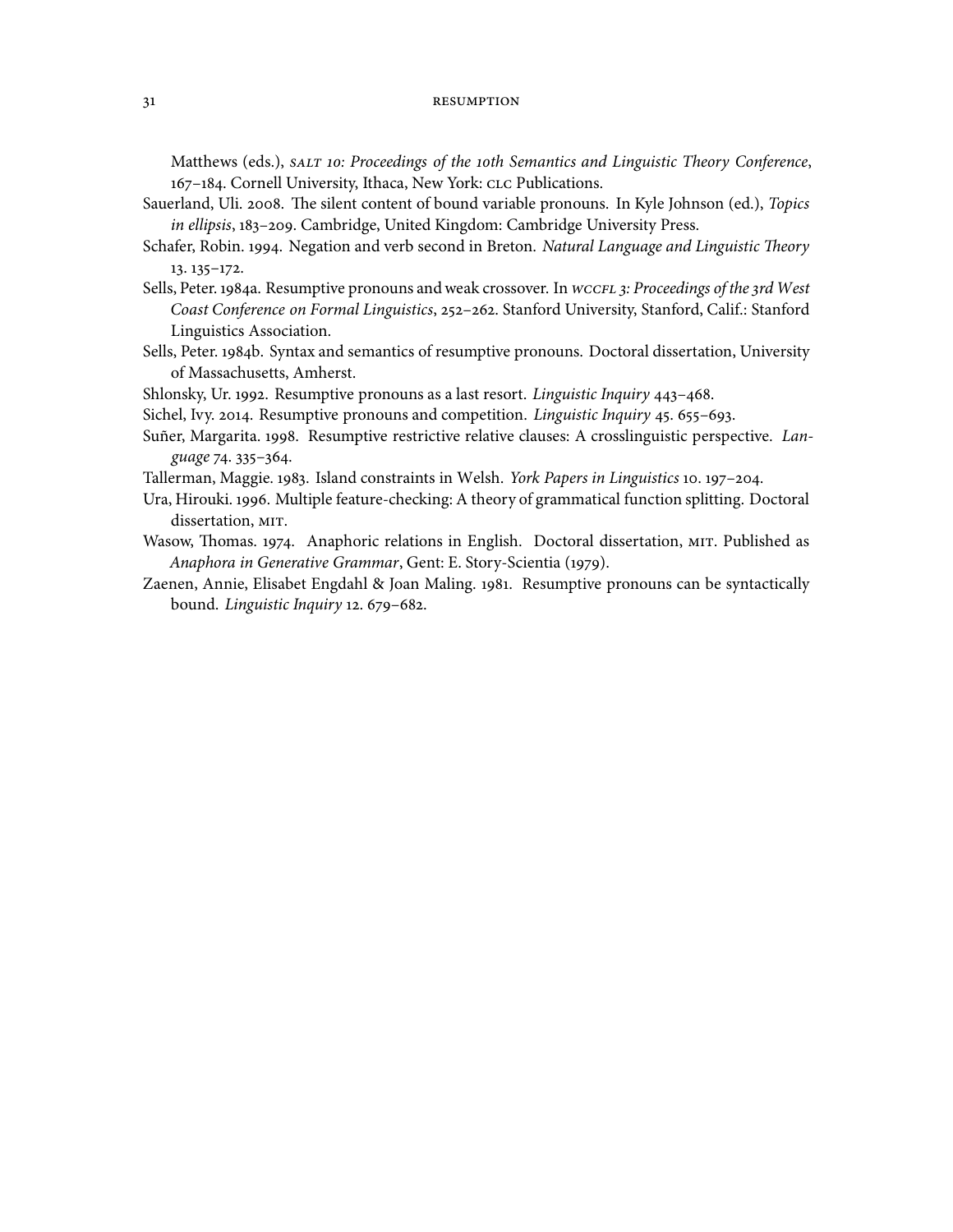Matthews (eds.), *SALT 10: Proceedings of the 10th Semantics and Linguistic Theory Conference*, 167–184. Cornell University, Ithaca, New York: CLC Publications.

Sauerland, Uli. 2008. The silent content of bound variable pronouns. In Kyle Johnson (ed.), *Topics in ellipsis*, 183–209. Cambridge, United Kingdom: Cambridge University Press.

Schafer, Robin. 1994. Negation and verb second in Breton. *Natural Language and Linguistic Theory* 13. 135–172.

Sells, Peter. 1984a. Resumptive pronouns and weak crossover. In *WCCFL 3: Proceedings of the 3rd West Coast Conference on Formal Linguistics*, 252–262. Stanford University, Stanford, Calif.: Stanford Linguistics Association.

Sells, Peter. 1984b. Syntax and semantics of resumptive pronouns. Doctoral dissertation, University of Massachusetts, Amherst.

Shlonsky, Ur. 1992. Resumptive pronouns as a last resort. *Linguistic Inquiry* 443–468.

Sichel, Ivy. 2014. Resumptive pronouns and competition. *Linguistic Inquiry* 45. 655–693.

Suñer, Margarita. 1998. Resumptive restrictive relative clauses: A crosslinguistic perspective. *Language* 74. 335–364.

Tallerman, Maggie. 1983. Island constraints in Welsh. *York Papers in Linguistics* 10. 197–204.

Ura, Hirouki. 1996. Multiple feature-checking: A theory of grammatical function splitting. Doctoral dissertation, MIT.

Wasow, Thomas. 1974. Anaphoric relations in English. Doctoral dissertation, MIT. Published as *Anaphora in Generative Grammar*, Gent: E. Story-Scientia (1979).

Zaenen, Annie, Elisabet Engdahl & Joan Maling. 1981. Resumptive pronouns can be syntactically bound. *Linguistic Inquiry* 12. 679–682.